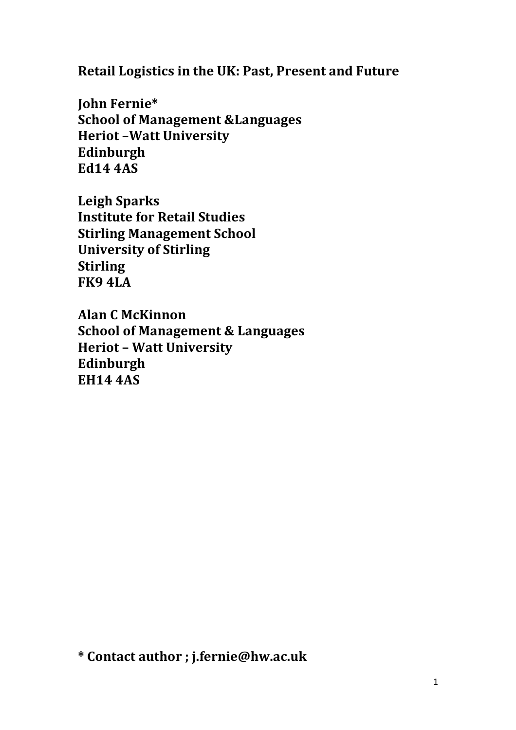# Retail Logistics in the UK: Past, Present and Future

**John Fernie***
**School of Management &Languages**
**Heriot –Watt University**
**Edinburgh**
**Ed14 4AS**

**Leigh Sparks**
**Institute for Retail Studies**
**Stirling Management School**
**University of Stirling**
**Stirling**
**FK9 4LA**

**Alan C McKinnon**
**School of Management & Languages**
**Heriot – Watt University**
**Edinburgh**
**EH14 4AS**

**\* Contact author ; j.fernie@hw.ac.uk**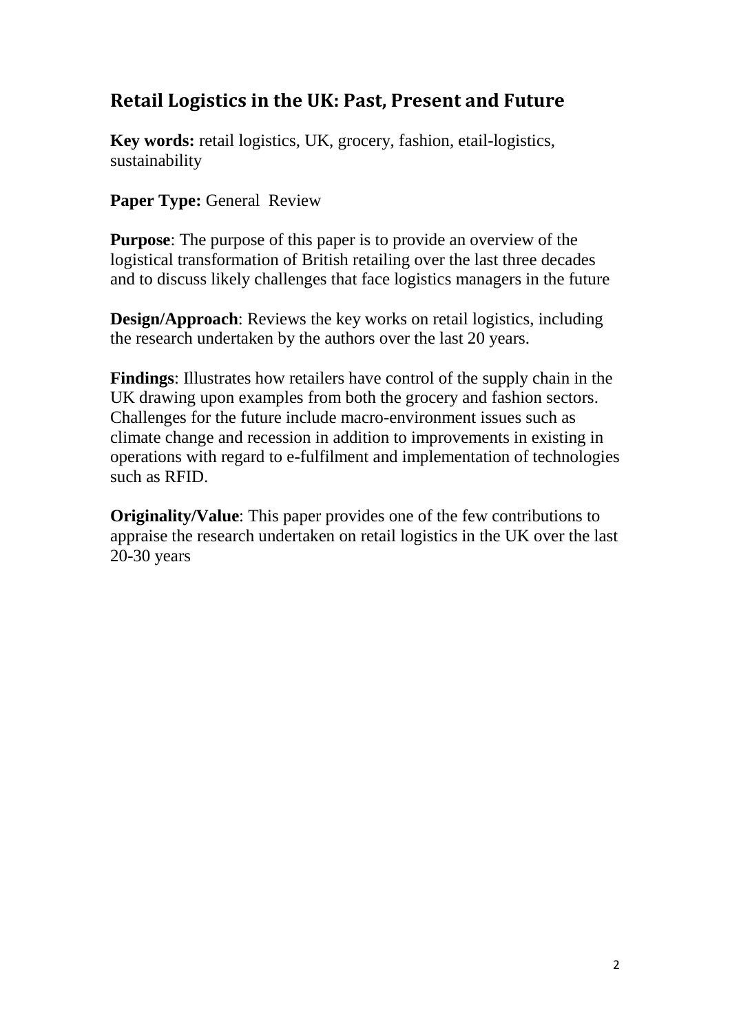## Retail Logistics in the UK: Past, Present and Future

**Key words:** retail logistics, UK, grocery, fashion, etail-logistics, sustainability

**Paper Type:** General Review

**Purpose**: The purpose of this paper is to provide an overview of the logistical transformation of British retailing over the last three decades and to discuss likely challenges that face logistics managers in the future

**Design/Approach**: Reviews the key works on retail logistics, including the research undertaken by the authors over the last 20 years.

**Findings**: Illustrates how retailers have control of the supply chain in the UK drawing upon examples from both the grocery and fashion sectors. Challenges for the future include macro-environment issues such as climate change and recession in addition to improvements in existing in operations with regard to e-fulfilment and implementation of technologies such as RFID.

**Originality/Value**: This paper provides one of the few contributions to appraise the research undertaken on retail logistics in the UK over the last 20-30 years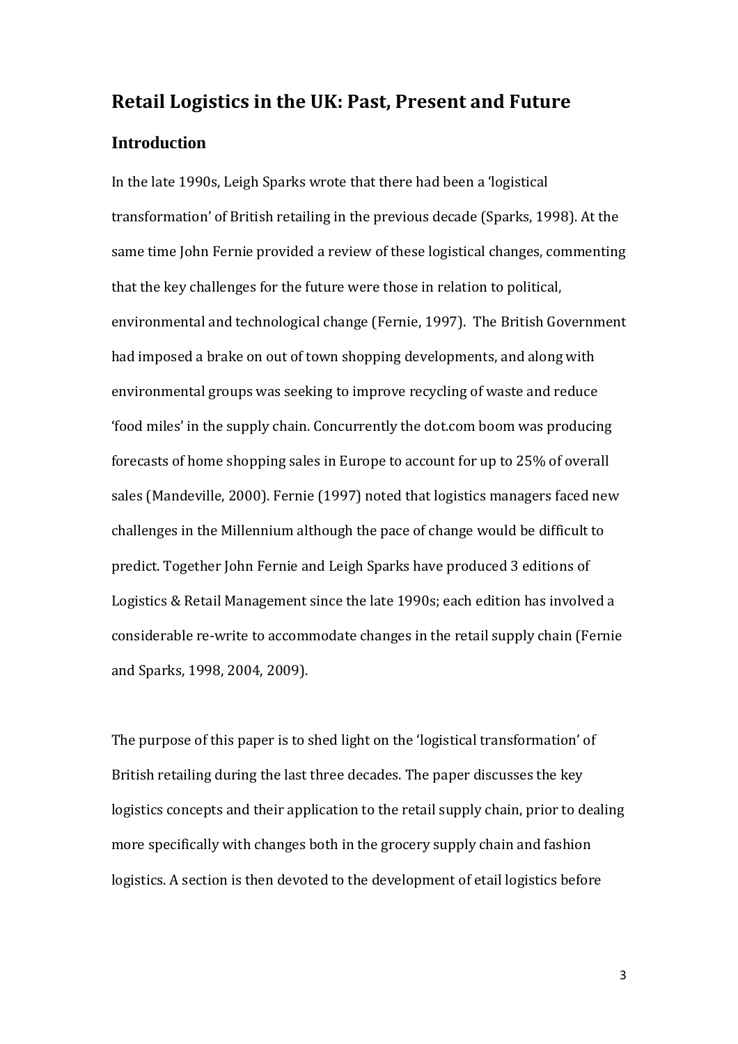# Retail Logistics in the UK: Past, Present and Future

## Introduction

In the late 1990s, Leigh Sparks wrote that there had been a 'logistical transformation' of British retailing in the previous decade (Sparks, 1998). At the same time John Fernie provided a review of these logistical changes, commenting that the key challenges for the future were those in relation to political, environmental and technological change (Fernie, 1997). The British Government had imposed a brake on out of town shopping developments, and along with environmental groups was seeking to improve recycling of waste and reduce 'food miles' in the supply chain. Concurrently the dot.com boom was producing forecasts of home shopping sales in Europe to account for up to 25% of overall sales (Mandeville, 2000). Fernie (1997) noted that logistics managers faced new challenges in the Millennium although the pace of change would be difficult to predict. Together John Fernie and Leigh Sparks have produced 3 editions of Logistics & Retail Management since the late 1990s; each edition has involved a considerable re-write to accommodate changes in the retail supply chain (Fernie and Sparks, 1998, 2004, 2009).

The purpose of this paper is to shed light on the 'logistical transformation' of British retailing during the last three decades. The paper discusses the key logistics concepts and their application to the retail supply chain, prior to dealing more specifically with changes both in the grocery supply chain and fashion logistics. A section is then devoted to the development of etail logistics before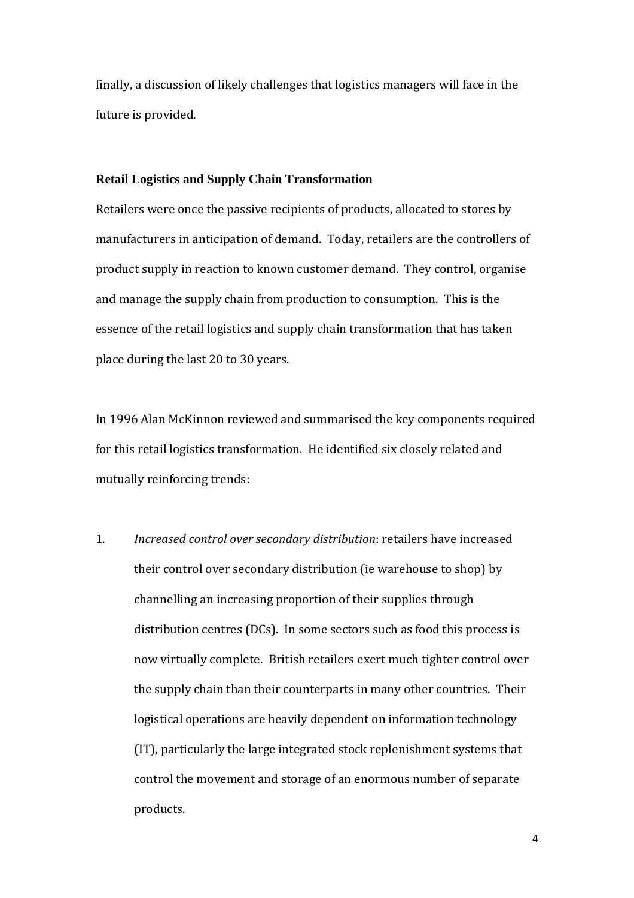finally, a discussion of likely challenges that logistics managers will face in the future is provided.

## Retail Logistics and Supply Chain Transformation

Retailers were once the passive recipients of products, allocated to stores by manufacturers in anticipation of demand. Today, retailers are the controllers of product supply in reaction to known customer demand. They control, organise and manage the supply chain from production to consumption. This is the essence of the retail logistics and supply chain transformation that has taken place during the last 20 to 30 years.

In 1996 Alan McKinnon reviewed and summarised the key components required for this retail logistics transformation. He identified six closely related and mutually reinforcing trends:

1. *Increased control over secondary distribution*: retailers have increased their control over secondary distribution (ie warehouse to shop) by channelling an increasing proportion of their supplies through distribution centres (DCs). In some sectors such as food this process is now virtually complete. British retailers exert much tighter control over the supply chain than their counterparts in many other countries. Their logistical operations are heavily dependent on information technology (IT), particularly the large integrated stock replenishment systems that control the movement and storage of an enormous number of separate products.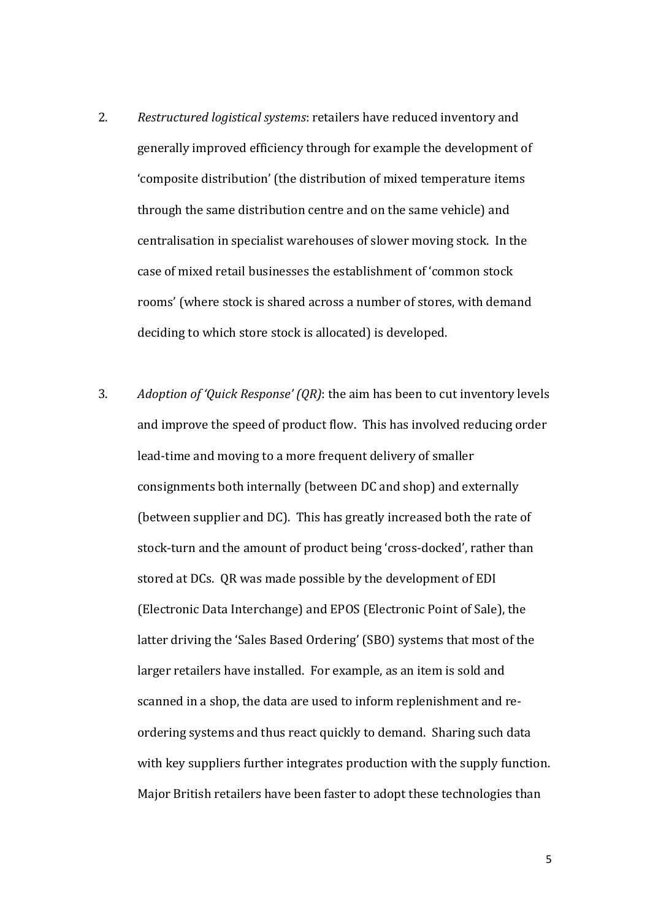2. *Restructured logistical systems*: retailers have reduced inventory and generally improved efficiency through for example the development of 'composite distribution' (the distribution of mixed temperature items through the same distribution centre and on the same vehicle) and centralisation in specialist warehouses of slower moving stock. In the case of mixed retail businesses the establishment of 'common stock rooms' (where stock is shared across a number of stores, with demand deciding to which store stock is allocated) is developed.

3. *Adoption of 'Quick Response' (QR)*: the aim has been to cut inventory levels and improve the speed of product flow. This has involved reducing order lead-time and moving to a more frequent delivery of smaller consignments both internally (between DC and shop) and externally (between supplier and DC). This has greatly increased both the rate of stock-turn and the amount of product being 'cross-docked', rather than stored at DCs. QR was made possible by the development of EDI (Electronic Data Interchange) and EPOS (Electronic Point of Sale), the latter driving the 'Sales Based Ordering' (SBO) systems that most of the larger retailers have installed. For example, as an item is sold and scanned in a shop, the data are used to inform replenishment and re-ordering systems and thus react quickly to demand. Sharing such data with key suppliers further integrates production with the supply function. Major British retailers have been faster to adopt these technologies than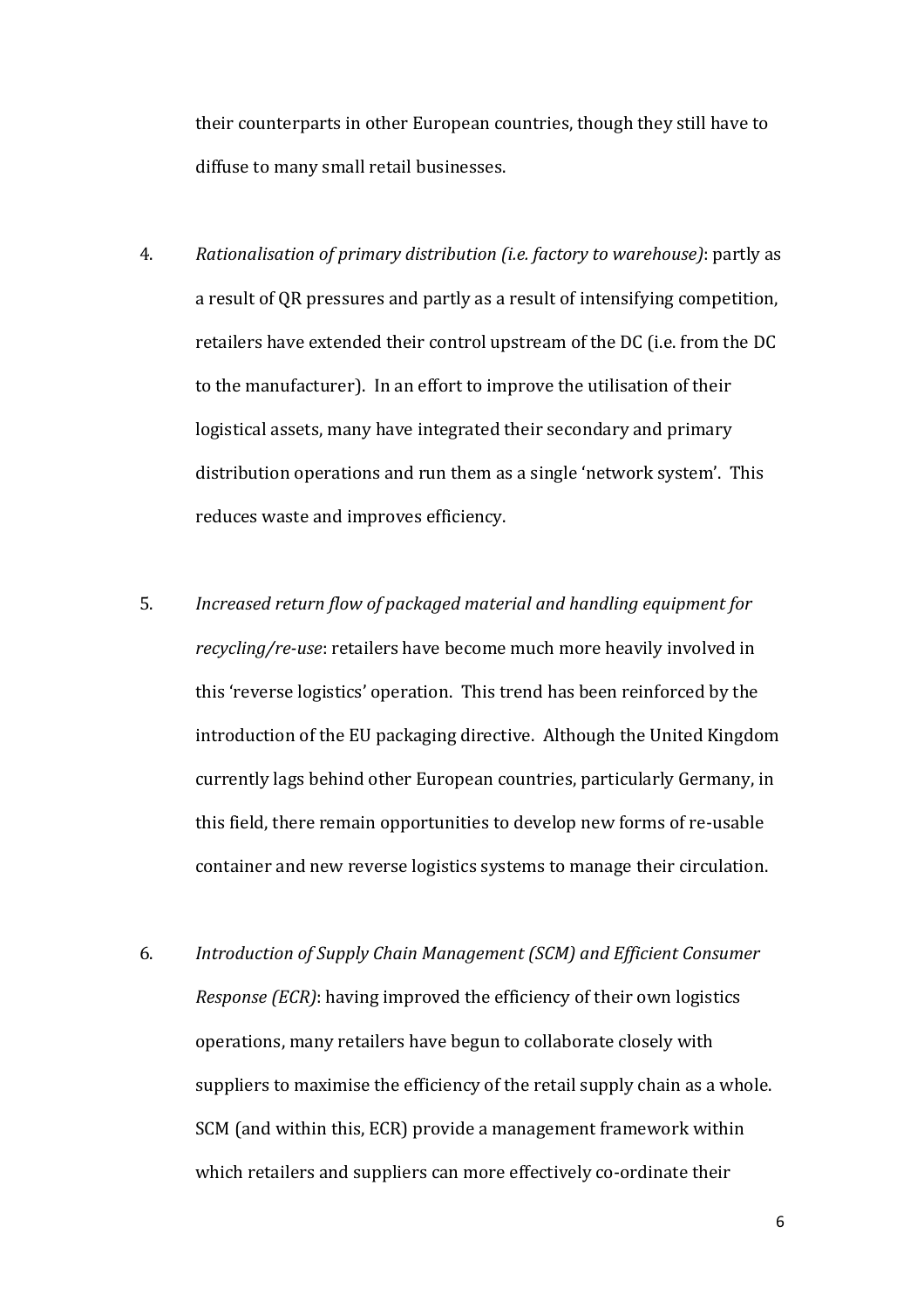their counterparts in other European countries, though they still have to diffuse to many small retail businesses.

4. *Rationalisation of primary distribution (i.e. factory to warehouse)*: partly as a result of QR pressures and partly as a result of intensifying competition, retailers have extended their control upstream of the DC (i.e. from the DC to the manufacturer). In an effort to improve the utilisation of their logistical assets, many have integrated their secondary and primary distribution operations and run them as a single 'network system'. This reduces waste and improves efficiency.

5. *Increased return flow of packaged material and handling equipment for recycling/re-use*: retailers have become much more heavily involved in this 'reverse logistics' operation. This trend has been reinforced by the introduction of the EU packaging directive. Although the United Kingdom currently lags behind other European countries, particularly Germany, in this field, there remain opportunities to develop new forms of re-usable container and new reverse logistics systems to manage their circulation.

6. *Introduction of Supply Chain Management (SCM) and Efficient Consumer Response (ECR)*: having improved the efficiency of their own logistics operations, many retailers have begun to collaborate closely with suppliers to maximise the efficiency of the retail supply chain as a whole. SCM (and within this, ECR) provide a management framework within which retailers and suppliers can more effectively co-ordinate their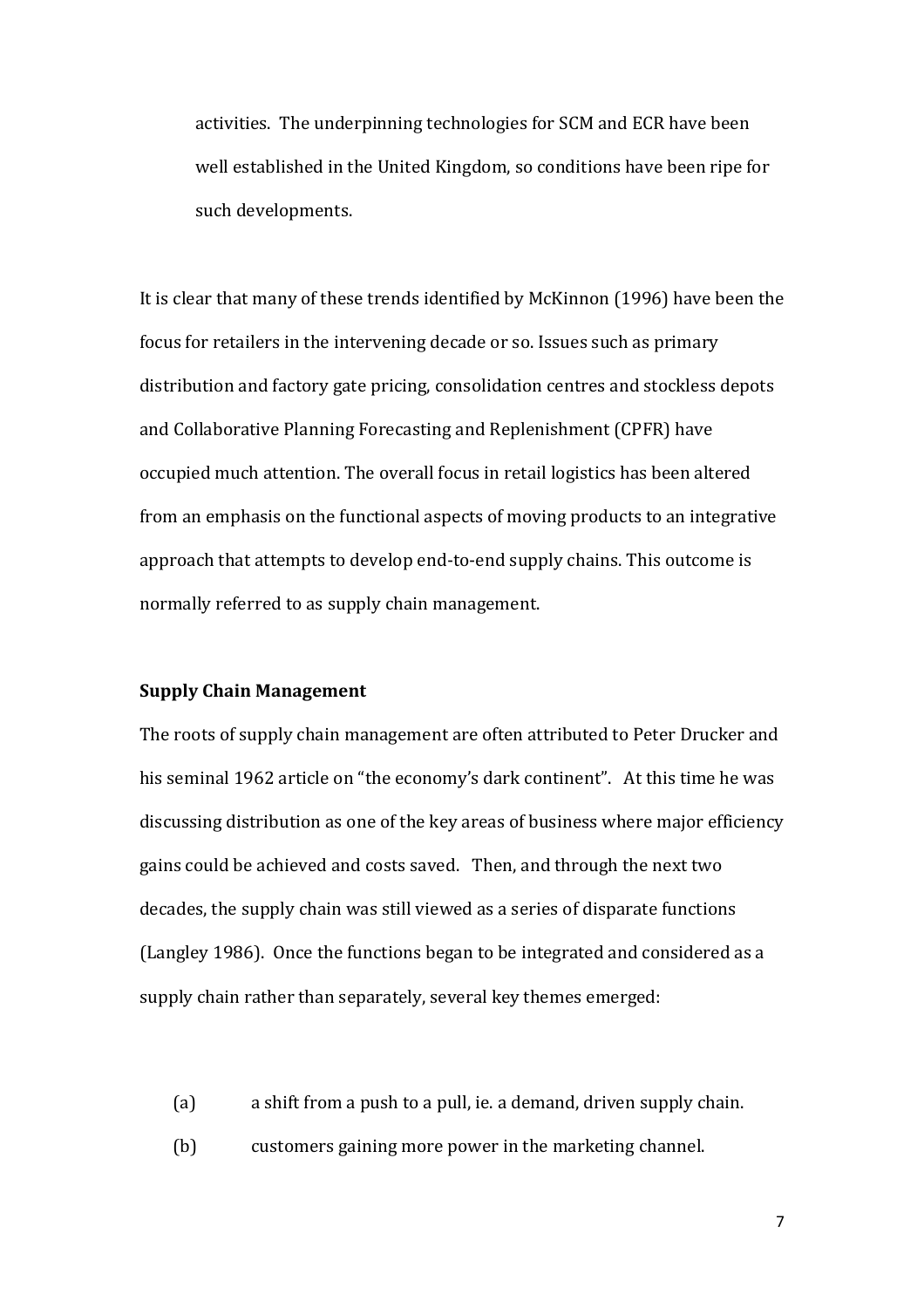activities. The underpinning technologies for SCM and ECR have been well established in the United Kingdom, so conditions have been ripe for such developments.

It is clear that many of these trends identified by McKinnon (1996) have been the focus for retailers in the intervening decade or so. Issues such as primary distribution and factory gate pricing, consolidation centres and stockless depots and Collaborative Planning Forecasting and Replenishment (CPFR) have occupied much attention. The overall focus in retail logistics has been altered from an emphasis on the functional aspects of moving products to an integrative approach that attempts to develop end-to-end supply chains. This outcome is normally referred to as supply chain management.

**Supply Chain Management**

The roots of supply chain management are often attributed to Peter Drucker and his seminal 1962 article on "the economy's dark continent". At this time he was discussing distribution as one of the key areas of business where major efficiency gains could be achieved and costs saved. Then, and through the next two decades, the supply chain was still viewed as a series of disparate functions (Langley 1986). Once the functions began to be integrated and considered as a supply chain rather than separately, several key themes emerged:

(a) a shift from a push to a pull, ie. a demand, driven supply chain.

(b) customers gaining more power in the marketing channel.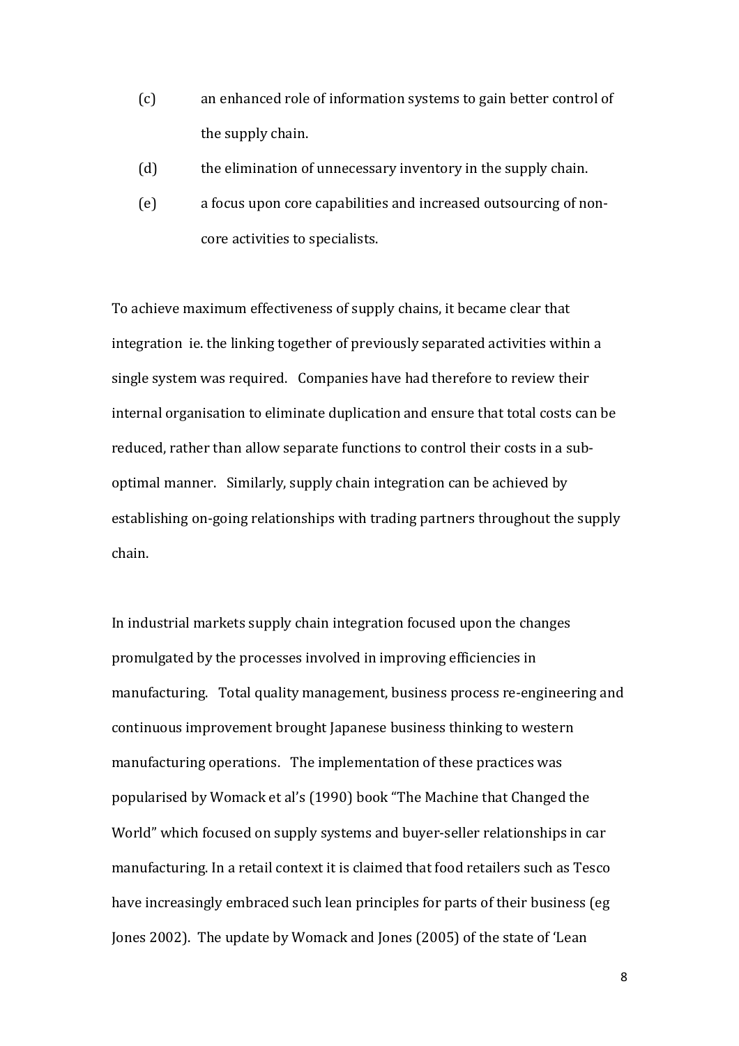(c) an enhanced role of information systems to gain better control of the supply chain.

(d) the elimination of unnecessary inventory in the supply chain.

(e) a focus upon core capabilities and increased outsourcing of non-core activities to specialists.

To achieve maximum effectiveness of supply chains, it became clear that integration ie. the linking together of previously separated activities within a single system was required. Companies have had therefore to review their internal organisation to eliminate duplication and ensure that total costs can be reduced, rather than allow separate functions to control their costs in a sub-optimal manner. Similarly, supply chain integration can be achieved by establishing on-going relationships with trading partners throughout the supply chain.

In industrial markets supply chain integration focused upon the changes promulgated by the processes involved in improving efficiencies in manufacturing. Total quality management, business process re-engineering and continuous improvement brought Japanese business thinking to western manufacturing operations. The implementation of these practices was popularised by Womack et al's (1990) book "The Machine that Changed the World" which focused on supply systems and buyer-seller relationships in car manufacturing. In a retail context it is claimed that food retailers such as Tesco have increasingly embraced such lean principles for parts of their business (eg Jones 2002). The update by Womack and Jones (2005) of the state of 'Lean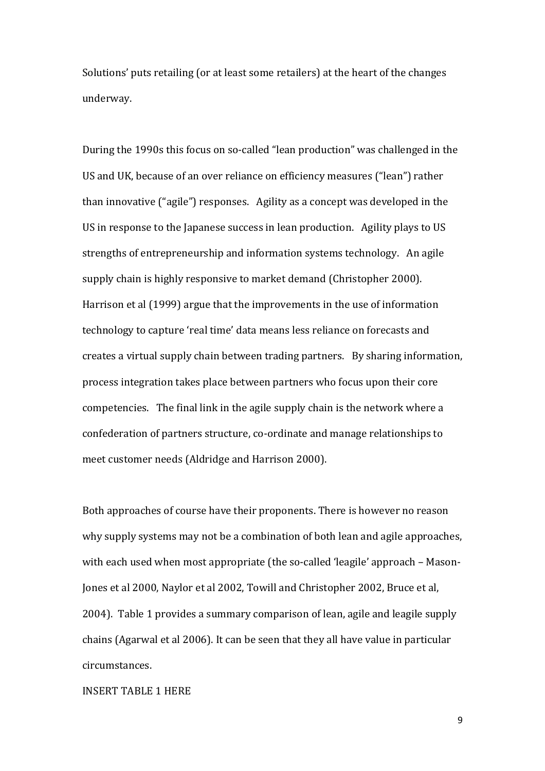Solutions' puts retailing (or at least some retailers) at the heart of the changes underway.

During the 1990s this focus on so-called "lean production" was challenged in the US and UK, because of an over reliance on efficiency measures ("lean") rather than innovative ("agile") responses. Agility as a concept was developed in the US in response to the Japanese success in lean production. Agility plays to US strengths of entrepreneurship and information systems technology. An agile supply chain is highly responsive to market demand (Christopher 2000). Harrison et al (1999) argue that the improvements in the use of information technology to capture 'real time' data means less reliance on forecasts and creates a virtual supply chain between trading partners. By sharing information, process integration takes place between partners who focus upon their core competencies. The final link in the agile supply chain is the network where a confederation of partners structure, co-ordinate and manage relationships to meet customer needs (Aldridge and Harrison 2000).

Both approaches of course have their proponents. There is however no reason why supply systems may not be a combination of both lean and agile approaches, with each used when most appropriate (the so-called 'leagile' approach – Mason-Jones et al 2000, Naylor et al 2002, Towill and Christopher 2002, Bruce et al, 2004). Table 1 provides a summary comparison of lean, agile and leagile supply chains (Agarwal et al 2006). It can be seen that they all have value in particular circumstances.

INSERT TABLE 1 HERE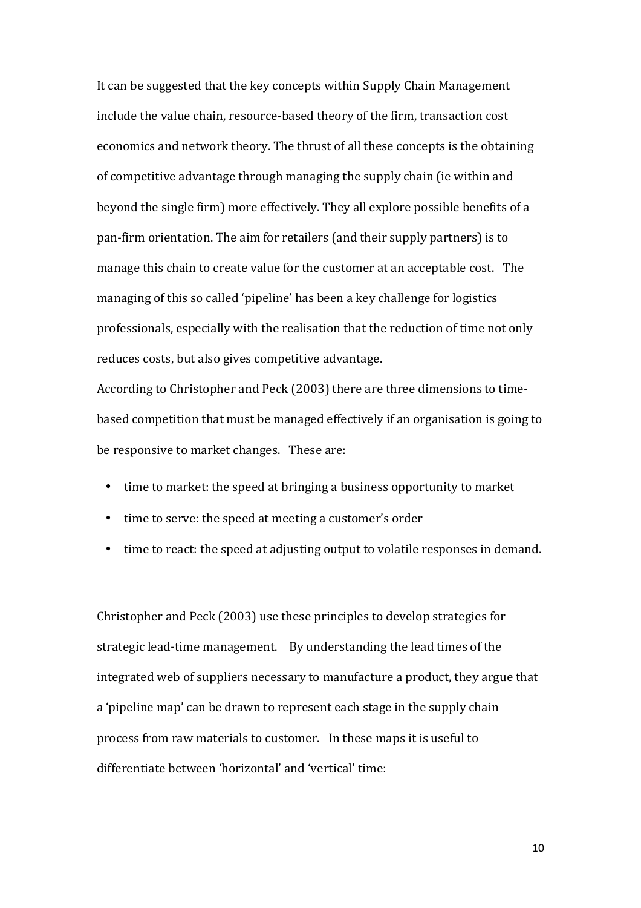It can be suggested that the key concepts within Supply Chain Management include the value chain, resource-based theory of the firm, transaction cost economics and network theory. The thrust of all these concepts is the obtaining of competitive advantage through managing the supply chain (ie within and beyond the single firm) more effectively. They all explore possible benefits of a pan-firm orientation. The aim for retailers (and their supply partners) is to manage this chain to create value for the customer at an acceptable cost. The managing of this so called 'pipeline' has been a key challenge for logistics professionals, especially with the realisation that the reduction of time not only reduces costs, but also gives competitive advantage.

According to Christopher and Peck (2003) there are three dimensions to time-based competition that must be managed effectively if an organisation is going to be responsive to market changes. These are:

- time to market: the speed at bringing a business opportunity to market
- time to serve: the speed at meeting a customer's order
- time to react: the speed at adjusting output to volatile responses in demand.

Christopher and Peck (2003) use these principles to develop strategies for strategic lead-time management. By understanding the lead times of the integrated web of suppliers necessary to manufacture a product, they argue that a 'pipeline map' can be drawn to represent each stage in the supply chain process from raw materials to customer. In these maps it is useful to differentiate between 'horizontal' and 'vertical' time: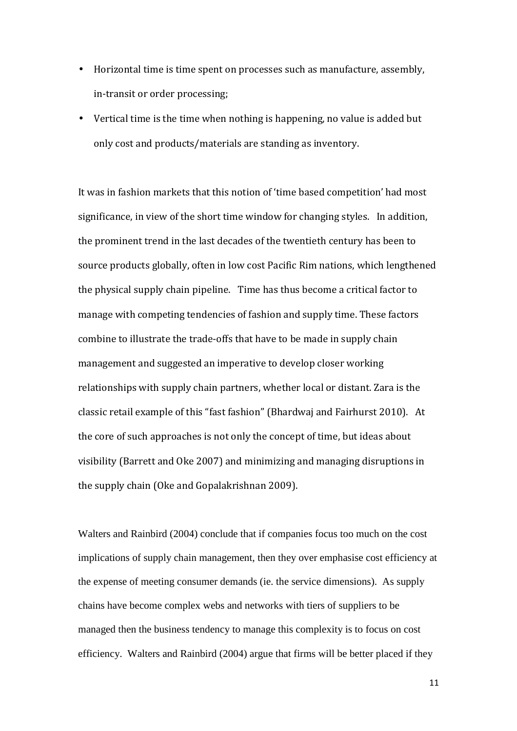- Horizontal time is time spent on processes such as manufacture, assembly, in-transit or order processing;
- Vertical time is the time when nothing is happening, no value is added but only cost and products/materials are standing as inventory.

It was in fashion markets that this notion of 'time based competition' had most significance, in view of the short time window for changing styles. In addition, the prominent trend in the last decades of the twentieth century has been to source products globally, often in low cost Pacific Rim nations, which lengthened the physical supply chain pipeline. Time has thus become a critical factor to manage with competing tendencies of fashion and supply time. These factors combine to illustrate the trade-offs that have to be made in supply chain management and suggested an imperative to develop closer working relationships with supply chain partners, whether local or distant. Zara is the classic retail example of this "fast fashion" (Bhardwaj and Fairhurst 2010). At the core of such approaches is not only the concept of time, but ideas about visibility (Barrett and Oke 2007) and minimizing and managing disruptions in the supply chain (Oke and Gopalakrishnan 2009).

Walters and Rainbird (2004) conclude that if companies focus too much on the cost implications of supply chain management, then they over emphasise cost efficiency at the expense of meeting consumer demands (ie. the service dimensions). As supply chains have become complex webs and networks with tiers of suppliers to be managed then the business tendency to manage this complexity is to focus on cost efficiency. Walters and Rainbird (2004) argue that firms will be better placed if they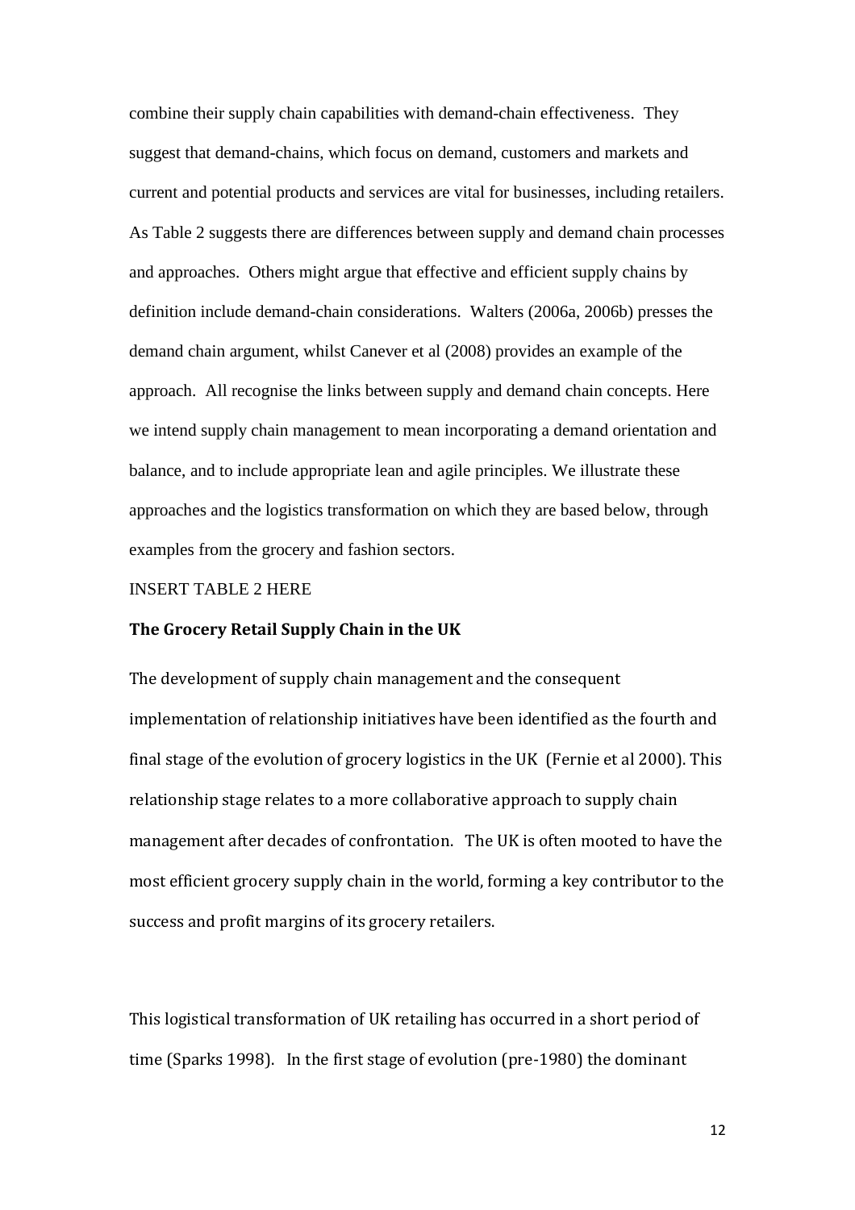combine their supply chain capabilities with demand-chain effectiveness. They suggest that demand-chains, which focus on demand, customers and markets and current and potential products and services are vital for businesses, including retailers. As Table 2 suggests there are differences between supply and demand chain processes and approaches. Others might argue that effective and efficient supply chains by definition include demand-chain considerations. Walters (2006a, 2006b) presses the demand chain argument, whilst Canever et al (2008) provides an example of the approach. All recognise the links between supply and demand chain concepts. Here we intend supply chain management to mean incorporating a demand orientation and balance, and to include appropriate lean and agile principles. We illustrate these approaches and the logistics transformation on which they are based below, through examples from the grocery and fashion sectors.

INSERT TABLE 2 HERE

**The Grocery Retail Supply Chain in the UK**

The development of supply chain management and the consequent implementation of relationship initiatives have been identified as the fourth and final stage of the evolution of grocery logistics in the UK (Fernie et al 2000). This relationship stage relates to a more collaborative approach to supply chain management after decades of confrontation. The UK is often mooted to have the most efficient grocery supply chain in the world, forming a key contributor to the success and profit margins of its grocery retailers.

This logistical transformation of UK retailing has occurred in a short period of time (Sparks 1998). In the first stage of evolution (pre-1980) the dominant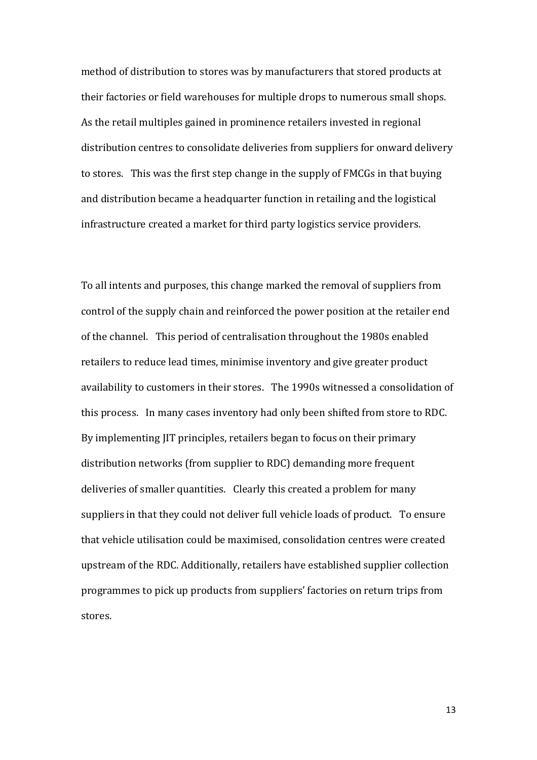method of distribution to stores was by manufacturers that stored products at their factories or field warehouses for multiple drops to numerous small shops. As the retail multiples gained in prominence retailers invested in regional distribution centres to consolidate deliveries from suppliers for onward delivery to stores. This was the first step change in the supply of FMCGs in that buying and distribution became a headquarter function in retailing and the logistical infrastructure created a market for third party logistics service providers.

To all intents and purposes, this change marked the removal of suppliers from control of the supply chain and reinforced the power position at the retailer end of the channel. This period of centralisation throughout the 1980s enabled retailers to reduce lead times, minimise inventory and give greater product availability to customers in their stores. The 1990s witnessed a consolidation of this process. In many cases inventory had only been shifted from store to RDC. By implementing JIT principles, retailers began to focus on their primary distribution networks (from supplier to RDC) demanding more frequent deliveries of smaller quantities. Clearly this created a problem for many suppliers in that they could not deliver full vehicle loads of product. To ensure that vehicle utilisation could be maximised, consolidation centres were created upstream of the RDC. Additionally, retailers have established supplier collection programmes to pick up products from suppliers' factories on return trips from stores.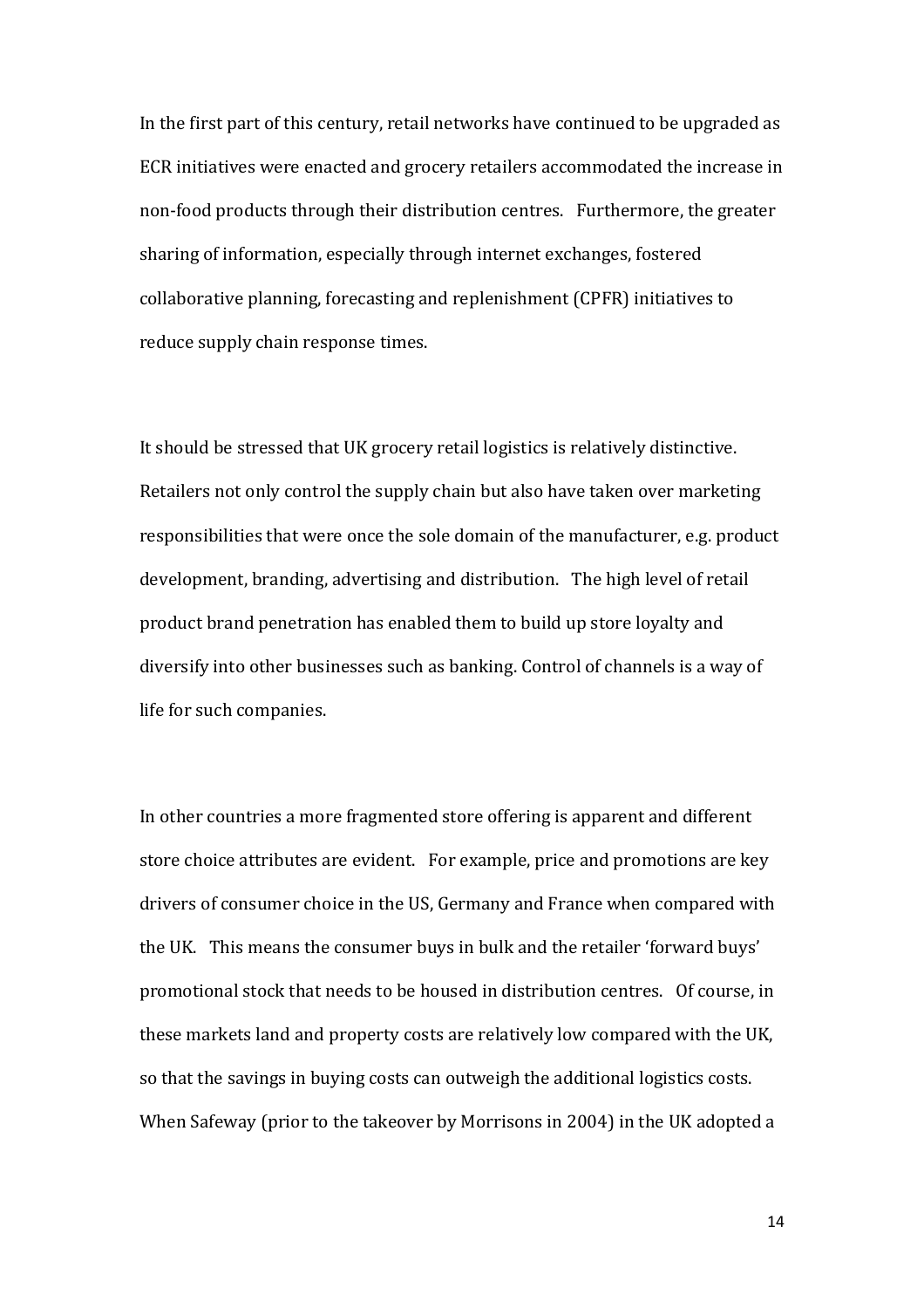In the first part of this century, retail networks have continued to be upgraded as ECR initiatives were enacted and grocery retailers accommodated the increase in non-food products through their distribution centres. Furthermore, the greater sharing of information, especially through internet exchanges, fostered collaborative planning, forecasting and replenishment (CPFR) initiatives to reduce supply chain response times.

It should be stressed that UK grocery retail logistics is relatively distinctive. Retailers not only control the supply chain but also have taken over marketing responsibilities that were once the sole domain of the manufacturer, e.g. product development, branding, advertising and distribution. The high level of retail product brand penetration has enabled them to build up store loyalty and diversify into other businesses such as banking. Control of channels is a way of life for such companies.

In other countries a more fragmented store offering is apparent and different store choice attributes are evident. For example, price and promotions are key drivers of consumer choice in the US, Germany and France when compared with the UK. This means the consumer buys in bulk and the retailer 'forward buys' promotional stock that needs to be housed in distribution centres. Of course, in these markets land and property costs are relatively low compared with the UK, so that the savings in buying costs can outweigh the additional logistics costs. When Safeway (prior to the takeover by Morrisons in 2004) in the UK adopted a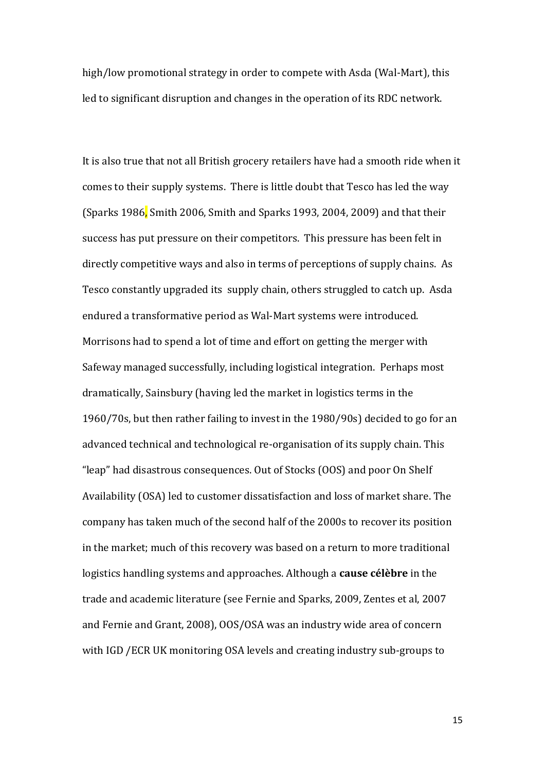high/low promotional strategy in order to compete with Asda (Wal-Mart), this led to significant disruption and changes in the operation of its RDC network.

It is also true that not all British grocery retailers have had a smooth ride when it comes to their supply systems. There is little doubt that Tesco has led the way (Sparks 1986, Smith 2006, Smith and Sparks 1993, 2004, 2009) and that their success has put pressure on their competitors. This pressure has been felt in directly competitive ways and also in terms of perceptions of supply chains. As Tesco constantly upgraded its supply chain, others struggled to catch up. Asda endured a transformative period as Wal-Mart systems were introduced. Morrisons had to spend a lot of time and effort on getting the merger with Safeway managed successfully, including logistical integration. Perhaps most dramatically, Sainsbury (having led the market in logistics terms in the 1960/70s, but then rather failing to invest in the 1980/90s) decided to go for an advanced technical and technological re-organisation of its supply chain. This "leap" had disastrous consequences. Out of Stocks (OOS) and poor On Shelf Availability (OSA) led to customer dissatisfaction and loss of market share. The company has taken much of the second half of the 2000s to recover its position in the market; much of this recovery was based on a return to more traditional logistics handling systems and approaches. Although a **cause célèbre** in the trade and academic literature (see Fernie and Sparks, 2009, Zentes et al, 2007 and Fernie and Grant, 2008), OOS/OSA was an industry wide area of concern with IGD /ECR UK monitoring OSA levels and creating industry sub-groups to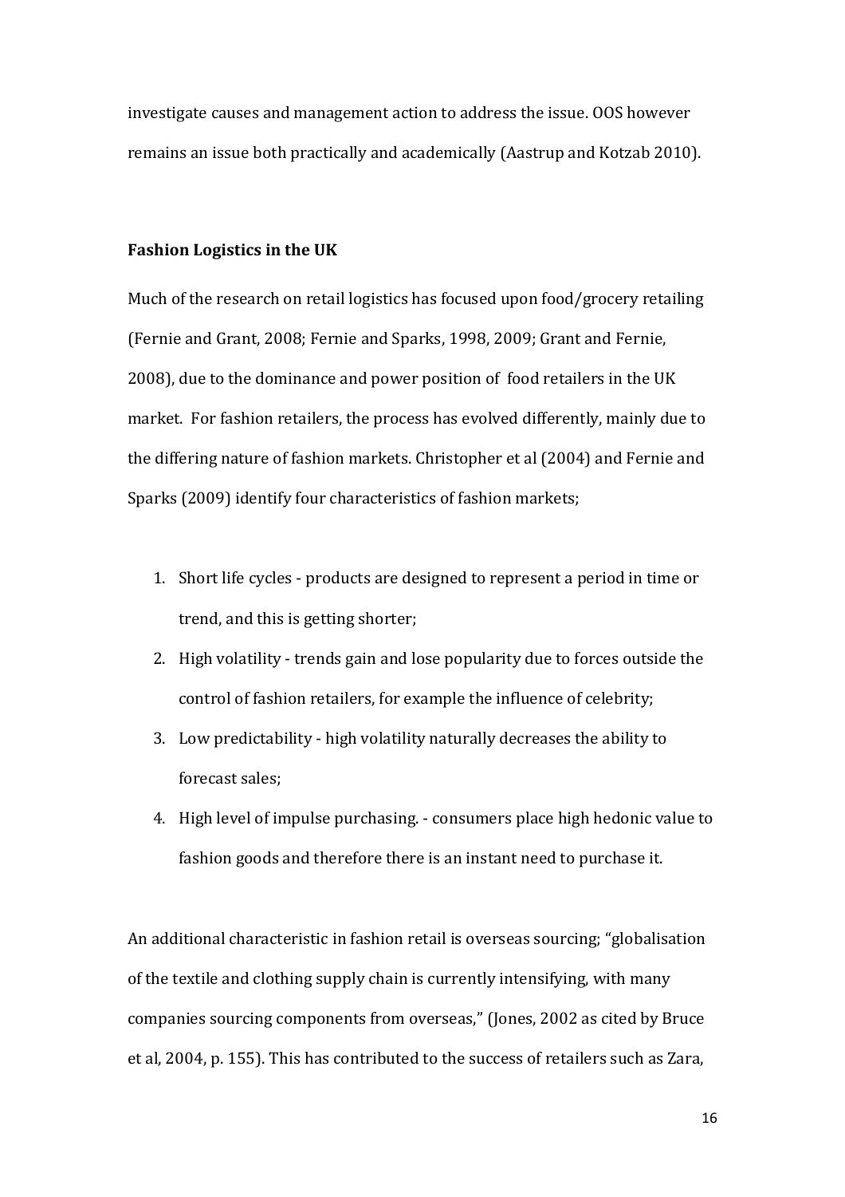investigate causes and management action to address the issue. OOS however remains an issue both practically and academically (Aastrup and Kotzab 2010).

**Fashion Logistics in the UK**

Much of the research on retail logistics has focused upon food/grocery retailing (Fernie and Grant, 2008; Fernie and Sparks, 1998, 2009; Grant and Fernie, 2008), due to the dominance and power position of food retailers in the UK market. For fashion retailers, the process has evolved differently, mainly due to the differing nature of fashion markets. Christopher et al (2004) and Fernie and Sparks (2009) identify four characteristics of fashion markets;

1. Short life cycles - products are designed to represent a period in time or trend, and this is getting shorter;
2. High volatility - trends gain and lose popularity due to forces outside the control of fashion retailers, for example the influence of celebrity;
3. Low predictability - high volatility naturally decreases the ability to forecast sales;
4. High level of impulse purchasing. - consumers place high hedonic value to fashion goods and therefore there is an instant need to purchase it.

An additional characteristic in fashion retail is overseas sourcing; "globalisation of the textile and clothing supply chain is currently intensifying, with many companies sourcing components from overseas," (Jones, 2002 as cited by Bruce et al, 2004, p. 155). This has contributed to the success of retailers such as Zara,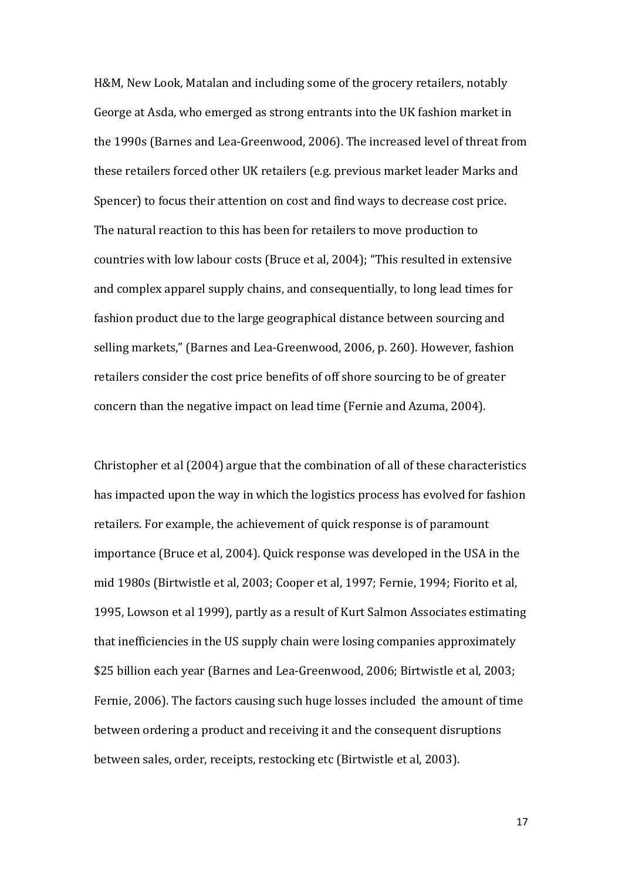H&M, New Look, Matalan and including some of the grocery retailers, notably George at Asda, who emerged as strong entrants into the UK fashion market in the 1990s (Barnes and Lea-Greenwood, 2006). The increased level of threat from these retailers forced other UK retailers (e.g. previous market leader Marks and Spencer) to focus their attention on cost and find ways to decrease cost price. The natural reaction to this has been for retailers to move production to countries with low labour costs (Bruce et al, 2004); "This resulted in extensive and complex apparel supply chains, and consequentially, to long lead times for fashion product due to the large geographical distance between sourcing and selling markets," (Barnes and Lea-Greenwood, 2006, p. 260). However, fashion retailers consider the cost price benefits of off shore sourcing to be of greater concern than the negative impact on lead time (Fernie and Azuma, 2004).

Christopher et al (2004) argue that the combination of all of these characteristics has impacted upon the way in which the logistics process has evolved for fashion retailers. For example, the achievement of quick response is of paramount importance (Bruce et al, 2004). Quick response was developed in the USA in the mid 1980s (Birtwistle et al, 2003; Cooper et al, 1997; Fernie, 1994; Fiorito et al, 1995, Lowson et al 1999), partly as a result of Kurt Salmon Associates estimating that inefficiencies in the US supply chain were losing companies approximately $25 billion each year (Barnes and Lea-Greenwood, 2006; Birtwistle et al, 2003; Fernie, 2006). The factors causing such huge losses included the amount of time between ordering a product and receiving it and the consequent disruptions between sales, order, receipts, restocking etc (Birtwistle et al, 2003).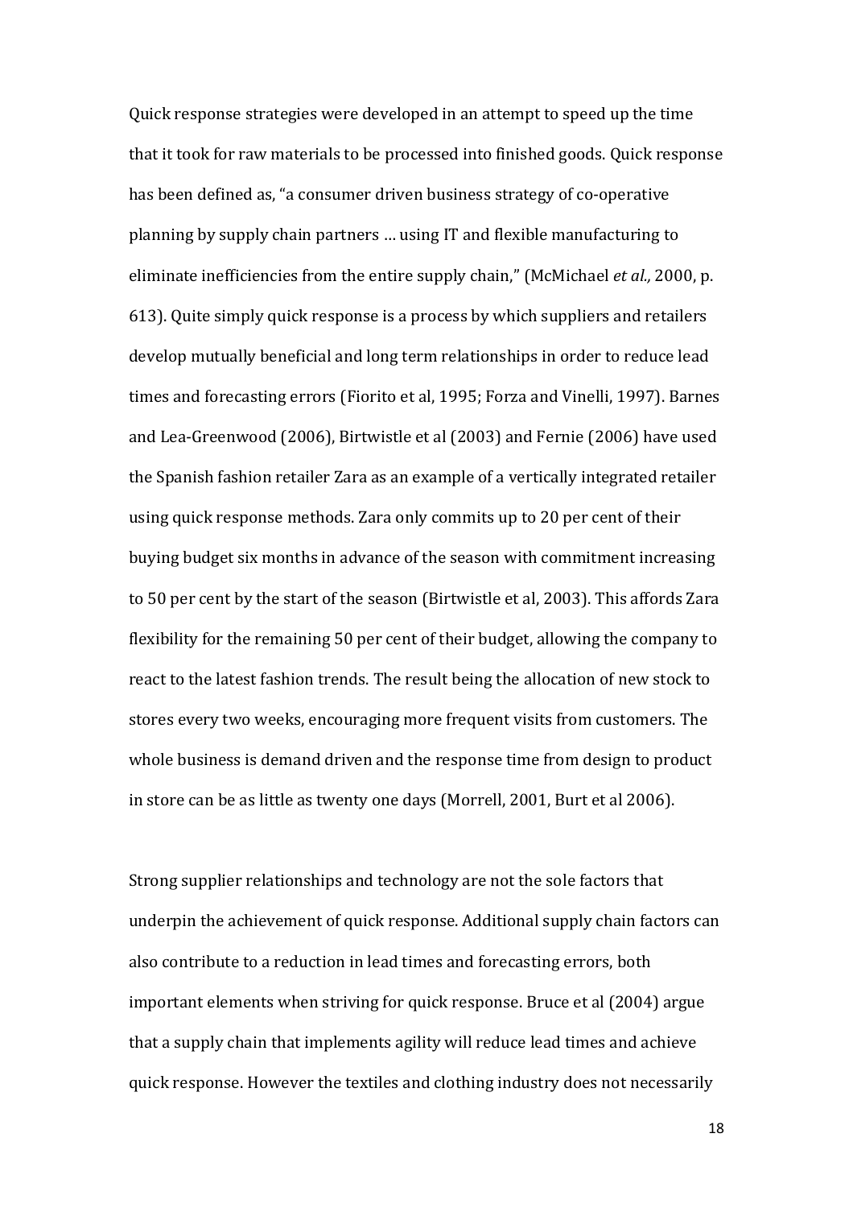Quick response strategies were developed in an attempt to speed up the time that it took for raw materials to be processed into finished goods. Quick response has been defined as, "a consumer driven business strategy of co-operative planning by supply chain partners … using IT and flexible manufacturing to eliminate inefficiencies from the entire supply chain," (McMichael *et al.,* 2000, p. 613). Quite simply quick response is a process by which suppliers and retailers develop mutually beneficial and long term relationships in order to reduce lead times and forecasting errors (Fiorito et al, 1995; Forza and Vinelli, 1997). Barnes and Lea-Greenwood (2006), Birtwistle et al (2003) and Fernie (2006) have used the Spanish fashion retailer Zara as an example of a vertically integrated retailer using quick response methods. Zara only commits up to 20 per cent of their buying budget six months in advance of the season with commitment increasing to 50 per cent by the start of the season (Birtwistle et al, 2003). This affords Zara flexibility for the remaining 50 per cent of their budget, allowing the company to react to the latest fashion trends. The result being the allocation of new stock to stores every two weeks, encouraging more frequent visits from customers. The whole business is demand driven and the response time from design to product in store can be as little as twenty one days (Morrell, 2001, Burt et al 2006).

Strong supplier relationships and technology are not the sole factors that underpin the achievement of quick response. Additional supply chain factors can also contribute to a reduction in lead times and forecasting errors, both important elements when striving for quick response. Bruce et al (2004) argue that a supply chain that implements agility will reduce lead times and achieve quick response. However the textiles and clothing industry does not necessarily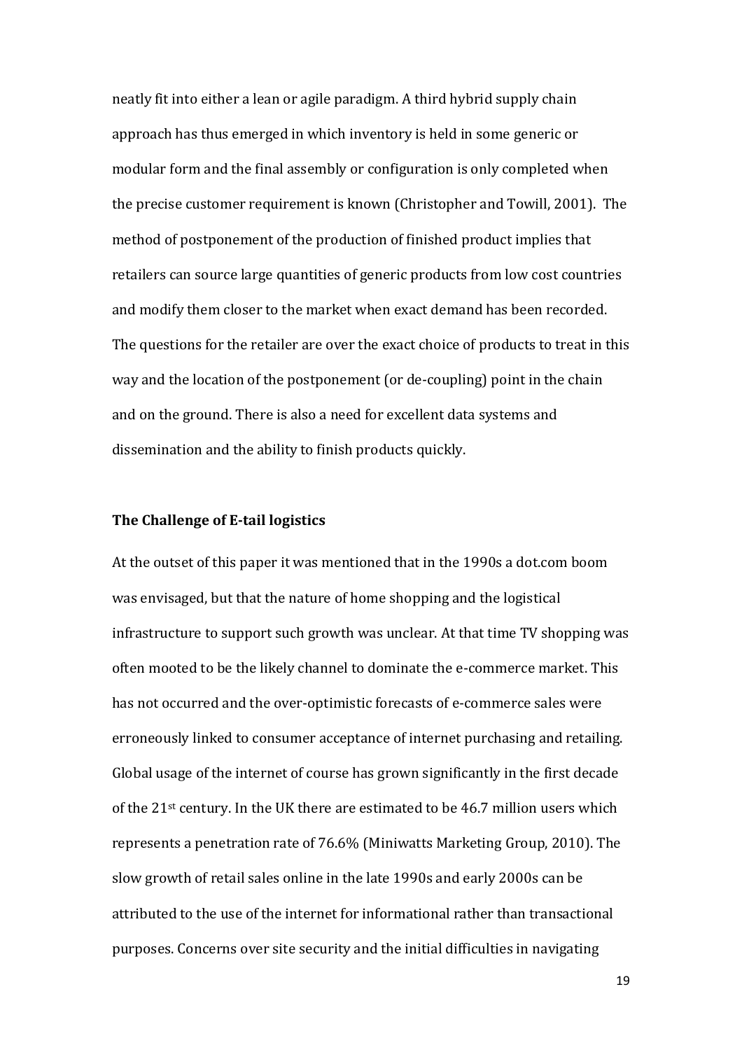neatly fit into either a lean or agile paradigm. A third hybrid supply chain approach has thus emerged in which inventory is held in some generic or modular form and the final assembly or configuration is only completed when the precise customer requirement is known (Christopher and Towill, 2001). The method of postponement of the production of finished product implies that retailers can source large quantities of generic products from low cost countries and modify them closer to the market when exact demand has been recorded. The questions for the retailer are over the exact choice of products to treat in this way and the location of the postponement (or de-coupling) point in the chain and on the ground. There is also a need for excellent data systems and dissemination and the ability to finish products quickly.

**The Challenge of E-tail logistics**

At the outset of this paper it was mentioned that in the 1990s a dot.com boom was envisaged, but that the nature of home shopping and the logistical infrastructure to support such growth was unclear. At that time TV shopping was often mooted to be the likely channel to dominate the e-commerce market. This has not occurred and the over-optimistic forecasts of e-commerce sales were erroneously linked to consumer acceptance of internet purchasing and retailing. Global usage of the internet of course has grown significantly in the first decade of the 21st century. In the UK there are estimated to be 46.7 million users which represents a penetration rate of 76.6% (Miniwatts Marketing Group, 2010). The slow growth of retail sales online in the late 1990s and early 2000s can be attributed to the use of the internet for informational rather than transactional purposes. Concerns over site security and the initial difficulties in navigating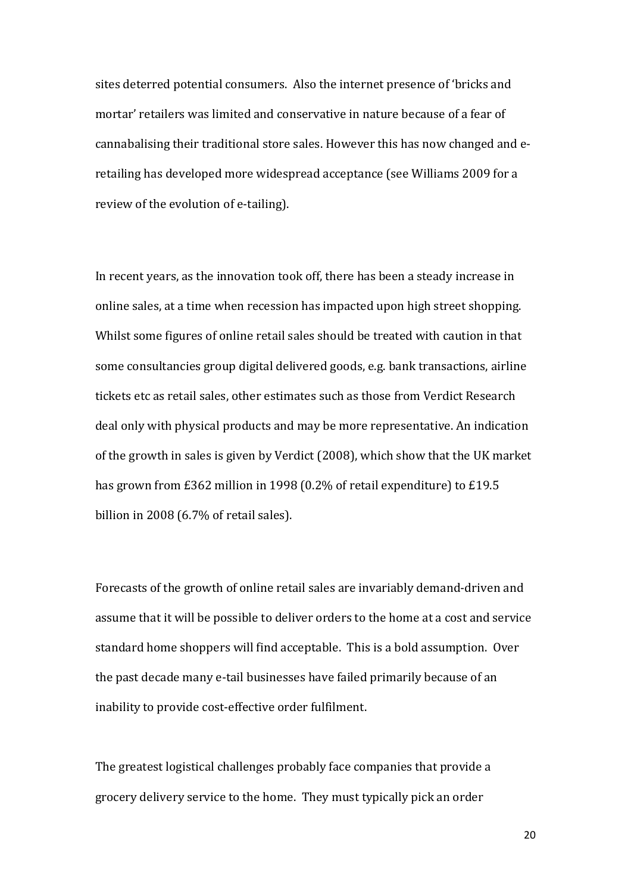sites deterred potential consumers. Also the internet presence of 'bricks and mortar' retailers was limited and conservative in nature because of a fear of cannabalising their traditional store sales. However this has now changed and e-retailing has developed more widespread acceptance (see Williams 2009 for a review of the evolution of e-tailing).

In recent years, as the innovation took off, there has been a steady increase in online sales, at a time when recession has impacted upon high street shopping. Whilst some figures of online retail sales should be treated with caution in that some consultancies group digital delivered goods, e.g. bank transactions, airline tickets etc as retail sales, other estimates such as those from Verdict Research deal only with physical products and may be more representative. An indication of the growth in sales is given by Verdict (2008), which show that the UK market has grown from £362 million in 1998 (0.2% of retail expenditure) to £19.5 billion in 2008 (6.7% of retail sales).

Forecasts of the growth of online retail sales are invariably demand-driven and assume that it will be possible to deliver orders to the home at a cost and service standard home shoppers will find acceptable. This is a bold assumption. Over the past decade many e-tail businesses have failed primarily because of an inability to provide cost-effective order fulfilment.

The greatest logistical challenges probably face companies that provide a grocery delivery service to the home. They must typically pick an order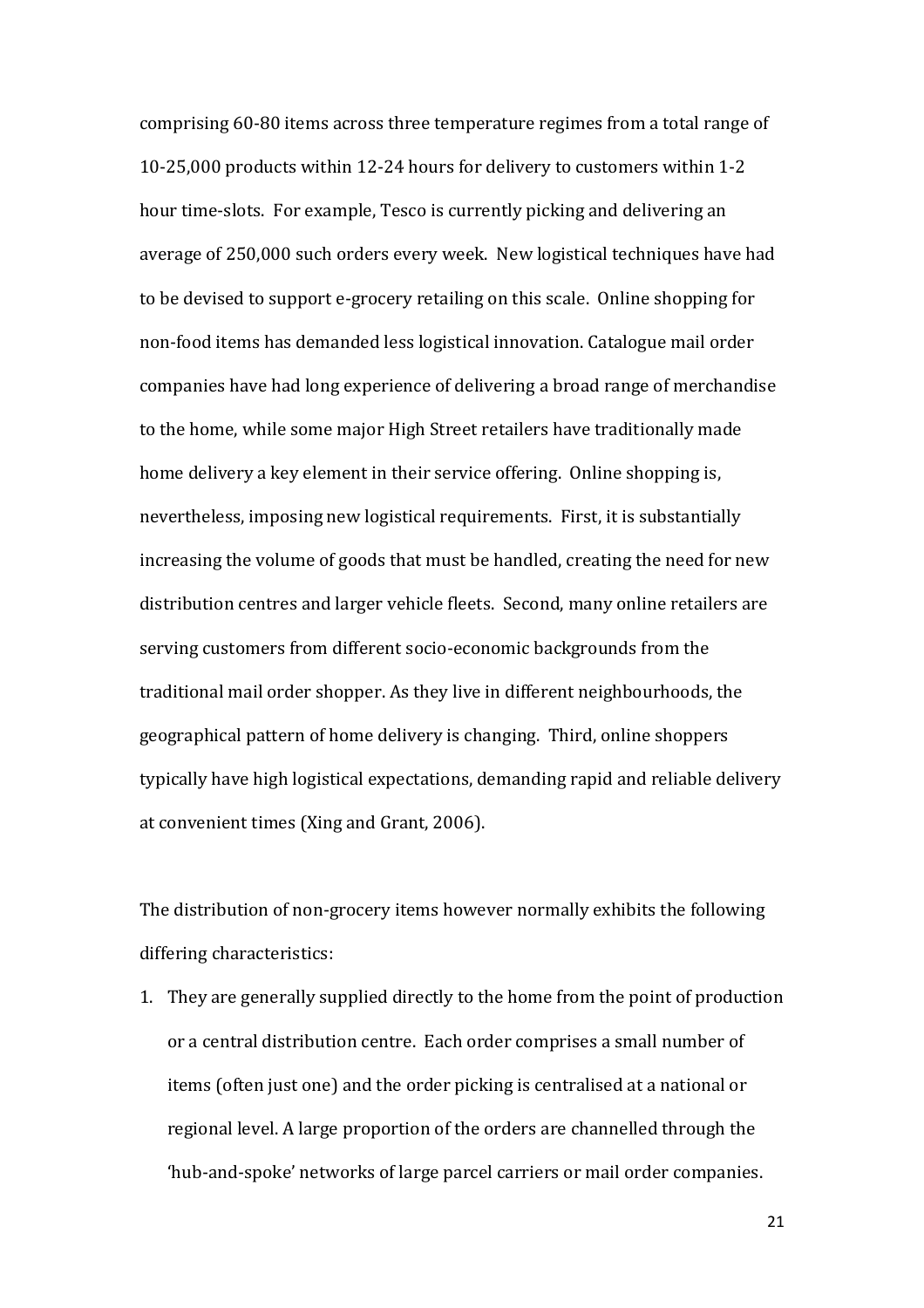comprising 60-80 items across three temperature regimes from a total range of 10-25,000 products within 12-24 hours for delivery to customers within 1-2 hour time-slots. For example, Tesco is currently picking and delivering an average of 250,000 such orders every week. New logistical techniques have had to be devised to support e-grocery retailing on this scale. Online shopping for non-food items has demanded less logistical innovation. Catalogue mail order companies have had long experience of delivering a broad range of merchandise to the home, while some major High Street retailers have traditionally made home delivery a key element in their service offering. Online shopping is, nevertheless, imposing new logistical requirements. First, it is substantially increasing the volume of goods that must be handled, creating the need for new distribution centres and larger vehicle fleets. Second, many online retailers are serving customers from different socio-economic backgrounds from the traditional mail order shopper. As they live in different neighbourhoods, the geographical pattern of home delivery is changing. Third, online shoppers typically have high logistical expectations, demanding rapid and reliable delivery at convenient times (Xing and Grant, 2006).

The distribution of non-grocery items however normally exhibits the following differing characteristics:

1. They are generally supplied directly to the home from the point of production or a central distribution centre. Each order comprises a small number of items (often just one) and the order picking is centralised at a national or regional level. A large proportion of the orders are channelled through the 'hub-and-spoke' networks of large parcel carriers or mail order companies.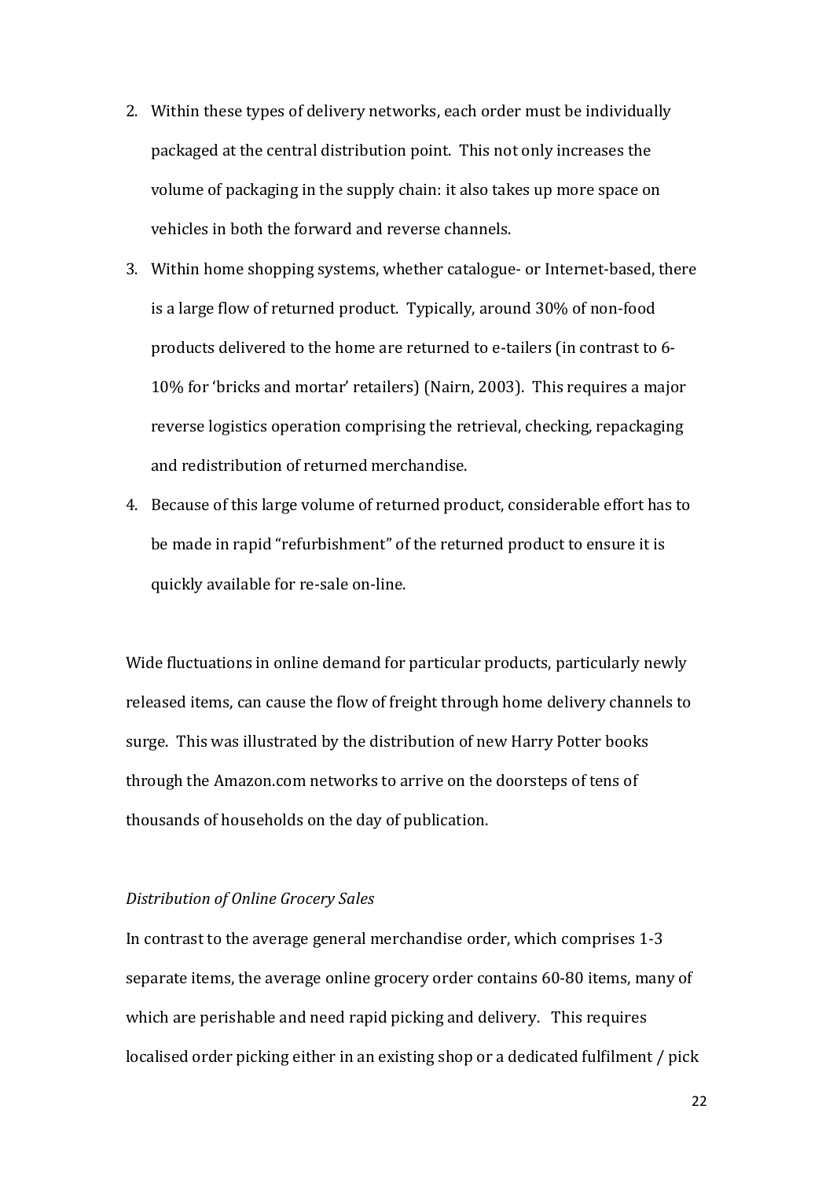2. Within these types of delivery networks, each order must be individually packaged at the central distribution point. This not only increases the volume of packaging in the supply chain: it also takes up more space on vehicles in both the forward and reverse channels.
3. Within home shopping systems, whether catalogue- or Internet-based, there is a large flow of returned product. Typically, around 30% of non-food products delivered to the home are returned to e-tailers (in contrast to 6-10% for 'bricks and mortar' retailers) (Nairn, 2003). This requires a major reverse logistics operation comprising the retrieval, checking, repackaging and redistribution of returned merchandise.
4. Because of this large volume of returned product, considerable effort has to be made in rapid "refurbishment" of the returned product to ensure it is quickly available for re-sale on-line.

Wide fluctuations in online demand for particular products, particularly newly released items, can cause the flow of freight through home delivery channels to surge. This was illustrated by the distribution of new Harry Potter books through the Amazon.com networks to arrive on the doorsteps of tens of thousands of households on the day of publication.

*Distribution of Online Grocery Sales*

In contrast to the average general merchandise order, which comprises 1-3 separate items, the average online grocery order contains 60-80 items, many of which are perishable and need rapid picking and delivery. This requires localised order picking either in an existing shop or a dedicated fulfilment / pick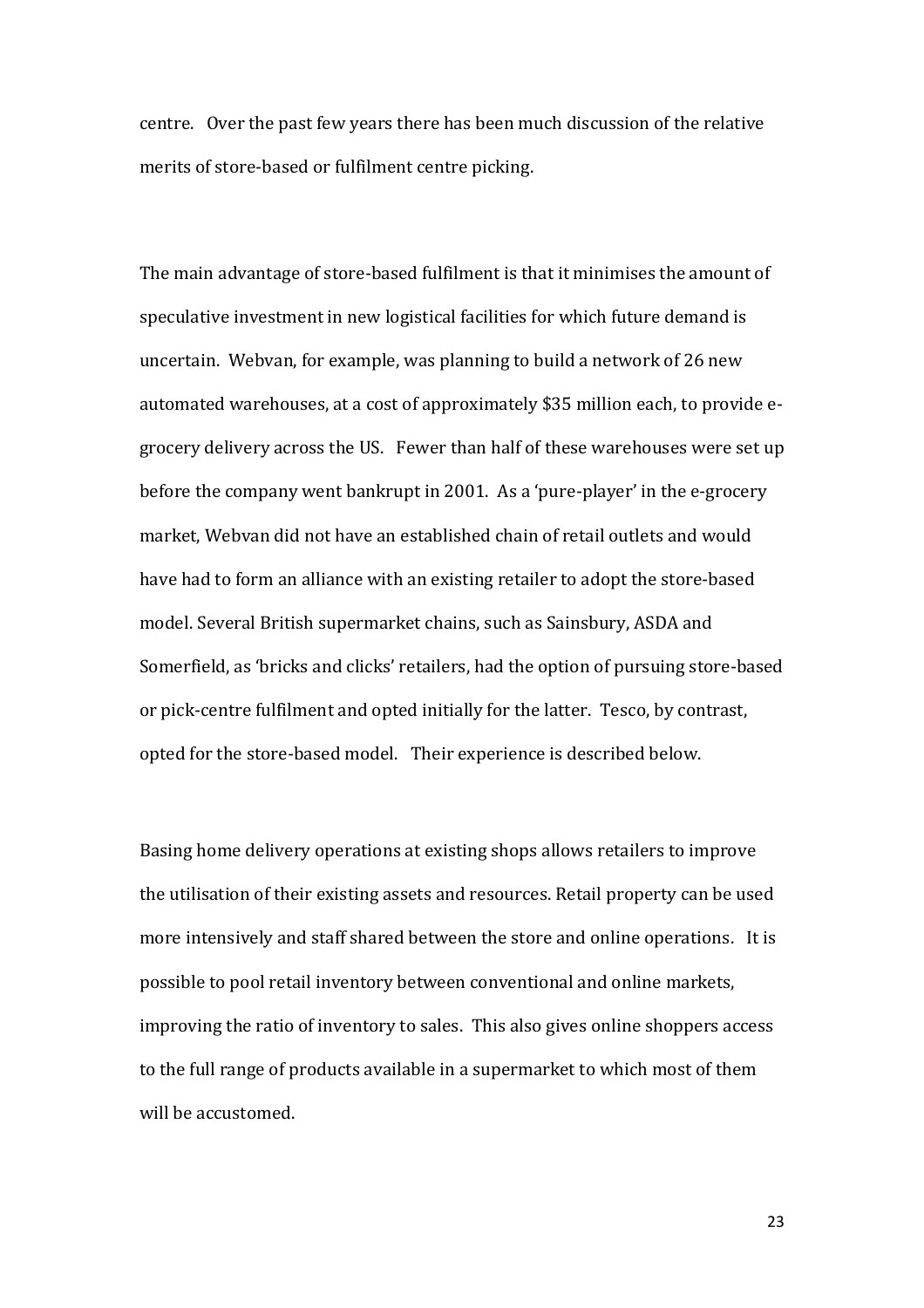centre. Over the past few years there has been much discussion of the relative merits of store-based or fulfilment centre picking.

The main advantage of store-based fulfilment is that it minimises the amount of speculative investment in new logistical facilities for which future demand is uncertain. Webvan, for example, was planning to build a network of 26 new automated warehouses, at a cost of approximately $35 million each, to provide e-grocery delivery across the US. Fewer than half of these warehouses were set up before the company went bankrupt in 2001. As a 'pure-player' in the e-grocery market, Webvan did not have an established chain of retail outlets and would have had to form an alliance with an existing retailer to adopt the store-based model. Several British supermarket chains, such as Sainsbury, ASDA and Somerfield, as 'bricks and clicks' retailers, had the option of pursuing store-based or pick-centre fulfilment and opted initially for the latter. Tesco, by contrast, opted for the store-based model. Their experience is described below.

Basing home delivery operations at existing shops allows retailers to improve the utilisation of their existing assets and resources. Retail property can be used more intensively and staff shared between the store and online operations. It is possible to pool retail inventory between conventional and online markets, improving the ratio of inventory to sales. This also gives online shoppers access to the full range of products available in a supermarket to which most of them will be accustomed.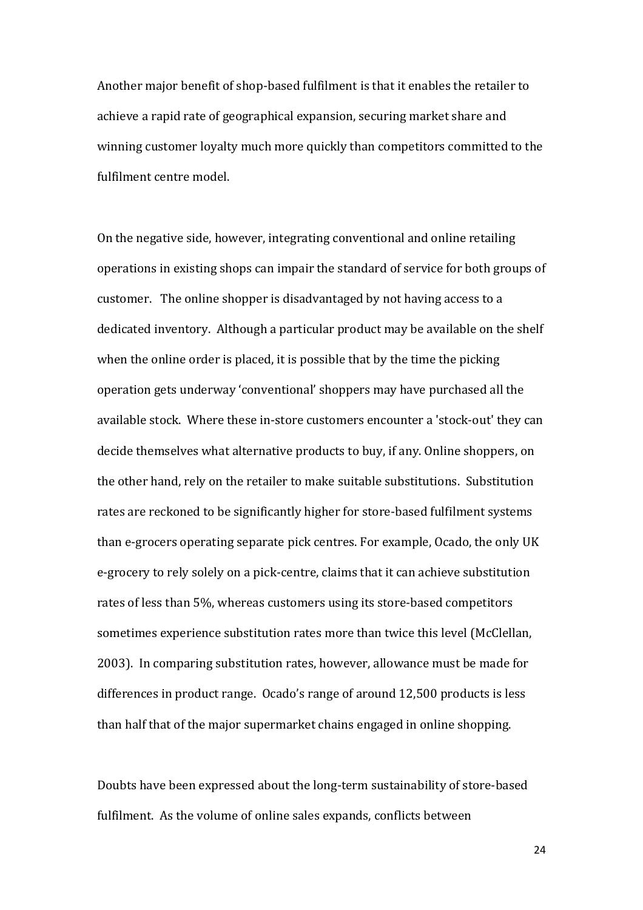Another major benefit of shop-based fulfilment is that it enables the retailer to achieve a rapid rate of geographical expansion, securing market share and winning customer loyalty much more quickly than competitors committed to the fulfilment centre model.

On the negative side, however, integrating conventional and online retailing operations in existing shops can impair the standard of service for both groups of customer. The online shopper is disadvantaged by not having access to a dedicated inventory. Although a particular product may be available on the shelf when the online order is placed, it is possible that by the time the picking operation gets underway 'conventional' shoppers may have purchased all the available stock. Where these in-store customers encounter a 'stock-out' they can decide themselves what alternative products to buy, if any. Online shoppers, on the other hand, rely on the retailer to make suitable substitutions. Substitution rates are reckoned to be significantly higher for store-based fulfilment systems than e-grocers operating separate pick centres. For example, Ocado, the only UK e-grocery to rely solely on a pick-centre, claims that it can achieve substitution rates of less than 5%, whereas customers using its store-based competitors sometimes experience substitution rates more than twice this level (McClellan, 2003). In comparing substitution rates, however, allowance must be made for differences in product range. Ocado's range of around 12,500 products is less than half that of the major supermarket chains engaged in online shopping.

Doubts have been expressed about the long-term sustainability of store-based fulfilment. As the volume of online sales expands, conflicts between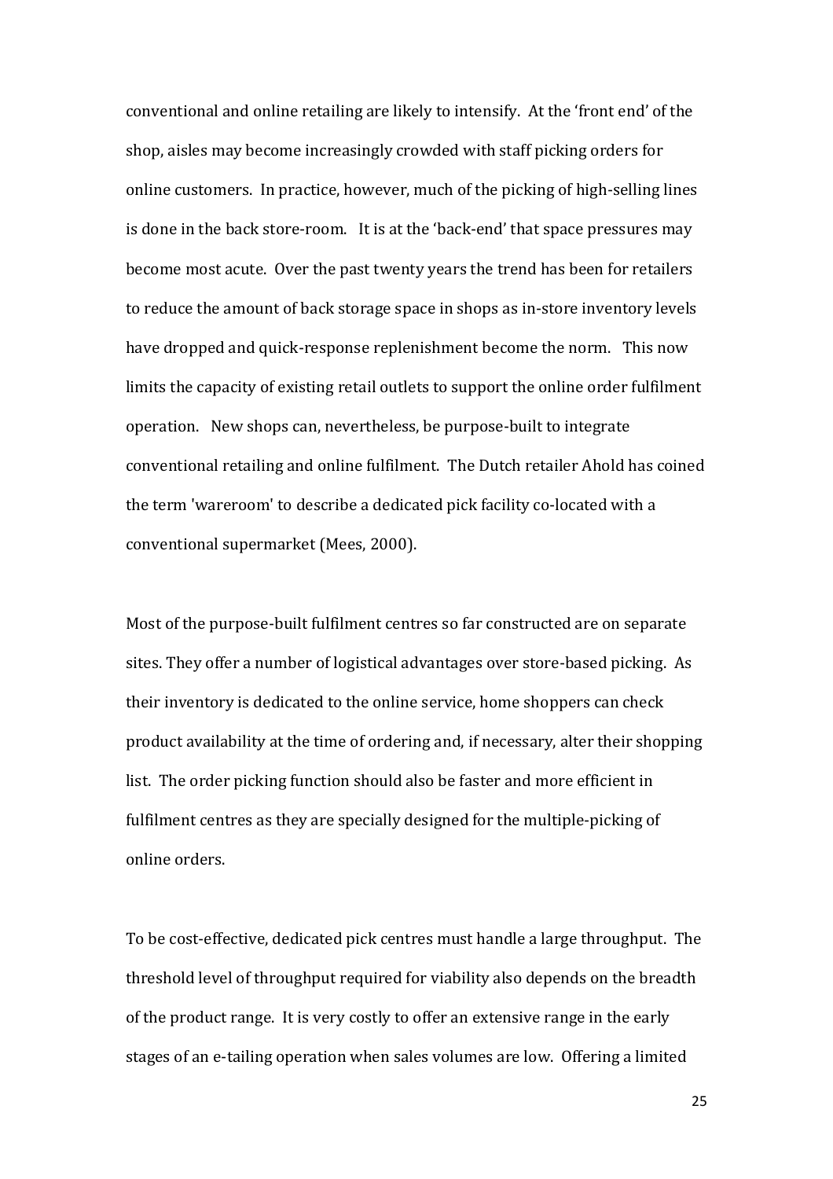conventional and online retailing are likely to intensify. At the 'front end' of the shop, aisles may become increasingly crowded with staff picking orders for online customers. In practice, however, much of the picking of high-selling lines is done in the back store-room. It is at the 'back-end' that space pressures may become most acute. Over the past twenty years the trend has been for retailers to reduce the amount of back storage space in shops as in-store inventory levels have dropped and quick-response replenishment become the norm. This now limits the capacity of existing retail outlets to support the online order fulfilment operation. New shops can, nevertheless, be purpose-built to integrate conventional retailing and online fulfilment. The Dutch retailer Ahold has coined the term 'wareroom' to describe a dedicated pick facility co-located with a conventional supermarket (Mees, 2000).

Most of the purpose-built fulfilment centres so far constructed are on separate sites. They offer a number of logistical advantages over store-based picking. As their inventory is dedicated to the online service, home shoppers can check product availability at the time of ordering and, if necessary, alter their shopping list. The order picking function should also be faster and more efficient in fulfilment centres as they are specially designed for the multiple-picking of online orders.

To be cost-effective, dedicated pick centres must handle a large throughput. The threshold level of throughput required for viability also depends on the breadth of the product range. It is very costly to offer an extensive range in the early stages of an e-tailing operation when sales volumes are low. Offering a limited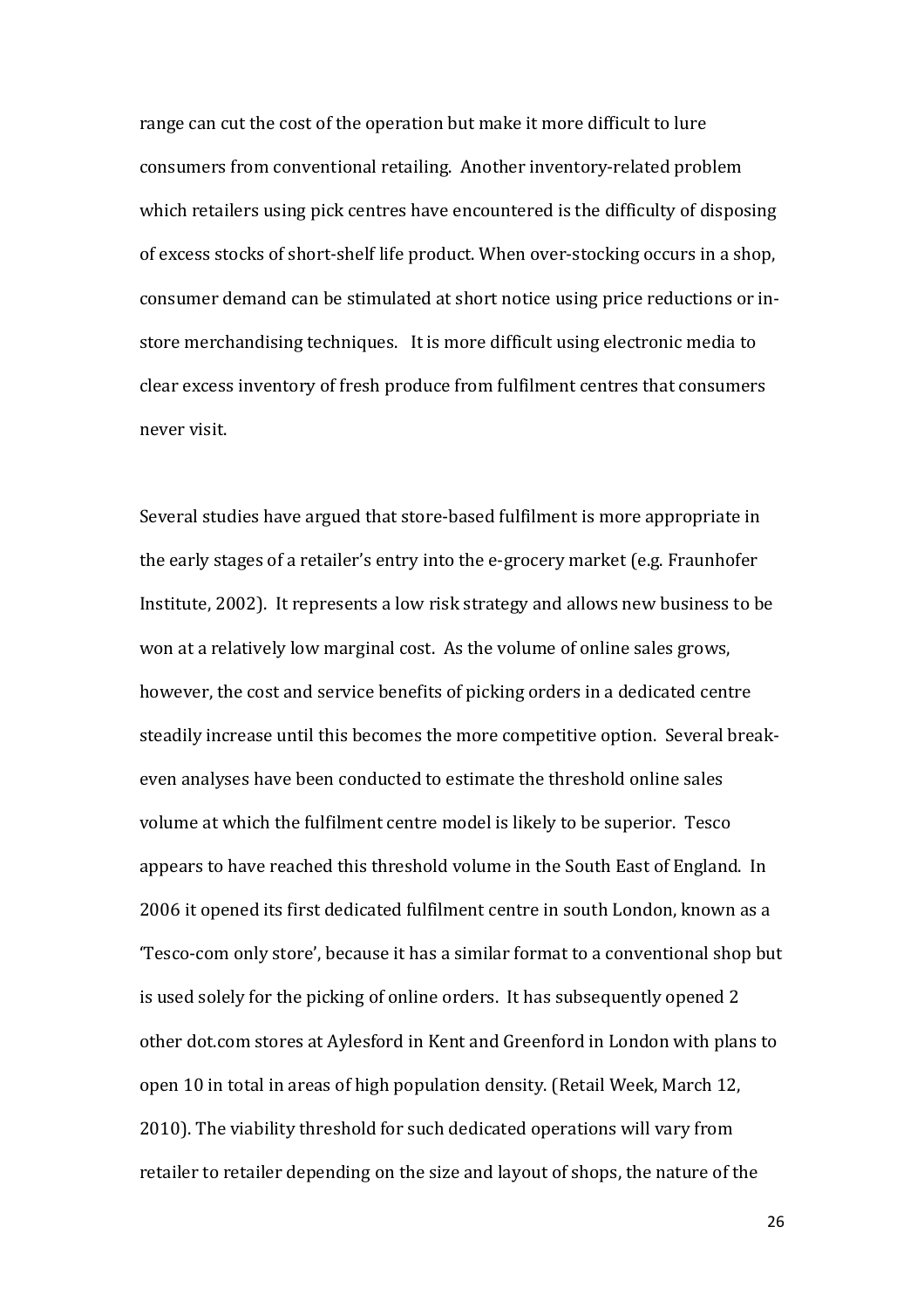range can cut the cost of the operation but make it more difficult to lure consumers from conventional retailing. Another inventory-related problem which retailers using pick centres have encountered is the difficulty of disposing of excess stocks of short-shelf life product. When over-stocking occurs in a shop, consumer demand can be stimulated at short notice using price reductions or in-store merchandising techniques. It is more difficult using electronic media to clear excess inventory of fresh produce from fulfilment centres that consumers never visit.

Several studies have argued that store-based fulfilment is more appropriate in the early stages of a retailer's entry into the e-grocery market (e.g. Fraunhofer Institute, 2002). It represents a low risk strategy and allows new business to be won at a relatively low marginal cost. As the volume of online sales grows, however, the cost and service benefits of picking orders in a dedicated centre steadily increase until this becomes the more competitive option. Several break-even analyses have been conducted to estimate the threshold online sales volume at which the fulfilment centre model is likely to be superior. Tesco appears to have reached this threshold volume in the South East of England. In 2006 it opened its first dedicated fulfilment centre in south London, known as a 'Tesco-com only store', because it has a similar format to a conventional shop but is used solely for the picking of online orders. It has subsequently opened 2 other dot.com stores at Aylesford in Kent and Greenford in London with plans to open 10 in total in areas of high population density. (Retail Week, March 12, 2010). The viability threshold for such dedicated operations will vary from retailer to retailer depending on the size and layout of shops, the nature of the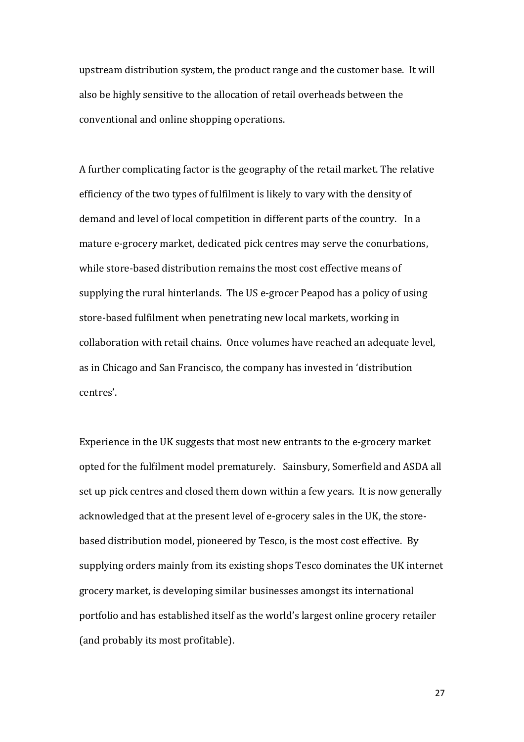upstream distribution system, the product range and the customer base. It will also be highly sensitive to the allocation of retail overheads between the conventional and online shopping operations.

A further complicating factor is the geography of the retail market. The relative efficiency of the two types of fulfilment is likely to vary with the density of demand and level of local competition in different parts of the country. In a mature e-grocery market, dedicated pick centres may serve the conurbations, while store-based distribution remains the most cost effective means of supplying the rural hinterlands. The US e-grocer Peapod has a policy of using store-based fulfilment when penetrating new local markets, working in collaboration with retail chains. Once volumes have reached an adequate level, as in Chicago and San Francisco, the company has invested in 'distribution centres'.

Experience in the UK suggests that most new entrants to the e-grocery market opted for the fulfilment model prematurely. Sainsbury, Somerfield and ASDA all set up pick centres and closed them down within a few years. It is now generally acknowledged that at the present level of e-grocery sales in the UK, the store-based distribution model, pioneered by Tesco, is the most cost effective. By supplying orders mainly from its existing shops Tesco dominates the UK internet grocery market, is developing similar businesses amongst its international portfolio and has established itself as the world's largest online grocery retailer (and probably its most profitable).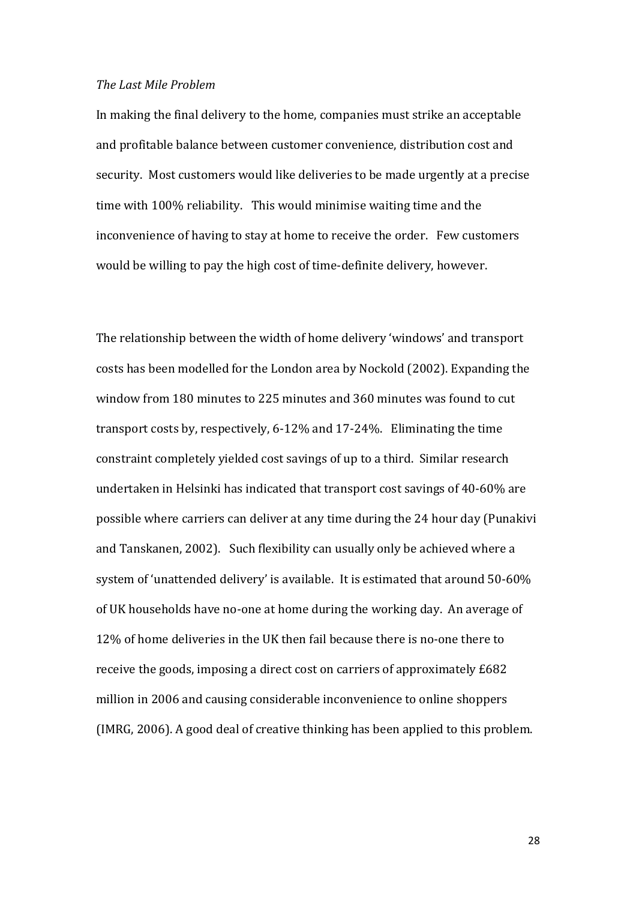*The Last Mile Problem*

In making the final delivery to the home, companies must strike an acceptable and profitable balance between customer convenience, distribution cost and security. Most customers would like deliveries to be made urgently at a precise time with 100% reliability. This would minimise waiting time and the inconvenience of having to stay at home to receive the order. Few customers would be willing to pay the high cost of time-definite delivery, however.

The relationship between the width of home delivery 'windows' and transport costs has been modelled for the London area by Nockold (2002). Expanding the window from 180 minutes to 225 minutes and 360 minutes was found to cut transport costs by, respectively, 6-12% and 17-24%. Eliminating the time constraint completely yielded cost savings of up to a third. Similar research undertaken in Helsinki has indicated that transport cost savings of 40-60% are possible where carriers can deliver at any time during the 24 hour day (Punakivi and Tanskanen, 2002). Such flexibility can usually only be achieved where a system of 'unattended delivery' is available. It is estimated that around 50-60% of UK households have no-one at home during the working day. An average of 12% of home deliveries in the UK then fail because there is no-one there to receive the goods, imposing a direct cost on carriers of approximately £682 million in 2006 and causing considerable inconvenience to online shoppers (IMRG, 2006). A good deal of creative thinking has been applied to this problem.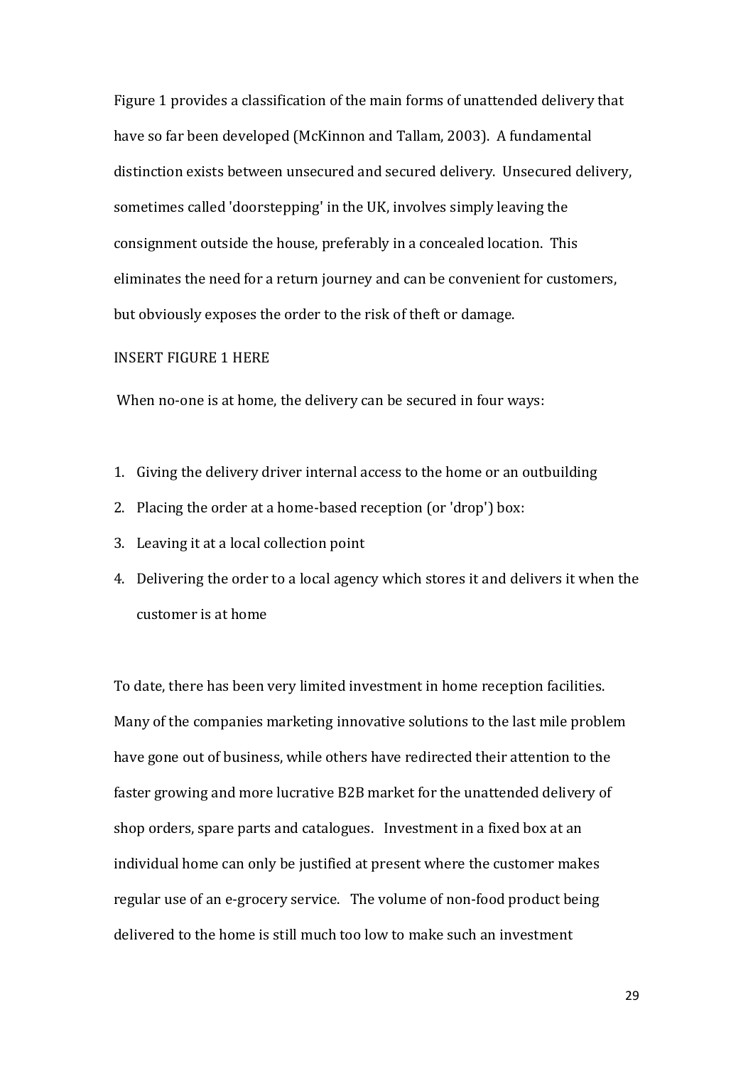Figure 1 provides a classification of the main forms of unattended delivery that have so far been developed (McKinnon and Tallam, 2003). A fundamental distinction exists between unsecured and secured delivery. Unsecured delivery, sometimes called 'doorstepping' in the UK, involves simply leaving the consignment outside the house, preferably in a concealed location. This eliminates the need for a return journey and can be convenient for customers, but obviously exposes the order to the risk of theft or damage.

INSERT FIGURE 1 HERE

When no-one is at home, the delivery can be secured in four ways:

1. Giving the delivery driver internal access to the home or an outbuilding
2. Placing the order at a home-based reception (or 'drop') box:
3. Leaving it at a local collection point
4. Delivering the order to a local agency which stores it and delivers it when the customer is at home

To date, there has been very limited investment in home reception facilities. Many of the companies marketing innovative solutions to the last mile problem have gone out of business, while others have redirected their attention to the faster growing and more lucrative B2B market for the unattended delivery of shop orders, spare parts and catalogues. Investment in a fixed box at an individual home can only be justified at present where the customer makes regular use of an e-grocery service. The volume of non-food product being delivered to the home is still much too low to make such an investment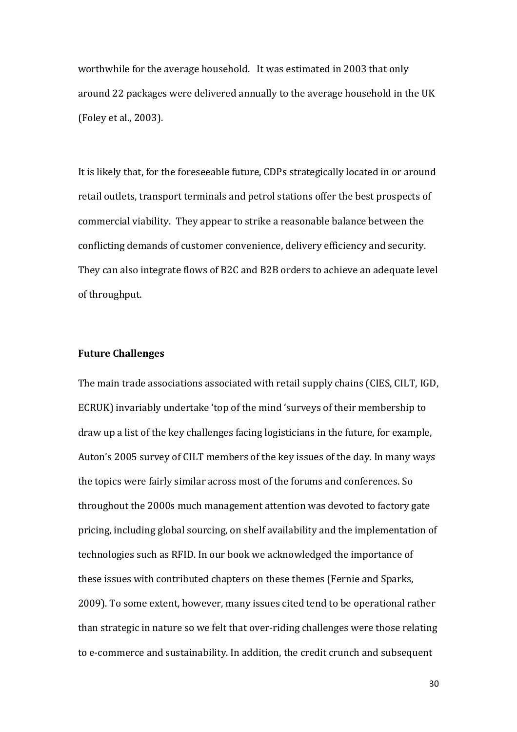worthwhile for the average household. It was estimated in 2003 that only around 22 packages were delivered annually to the average household in the UK (Foley et al., 2003).

It is likely that, for the foreseeable future, CDPs strategically located in or around retail outlets, transport terminals and petrol stations offer the best prospects of commercial viability. They appear to strike a reasonable balance between the conflicting demands of customer convenience, delivery efficiency and security. They can also integrate flows of B2C and B2B orders to achieve an adequate level of throughput.

## Future Challenges

The main trade associations associated with retail supply chains (CIES, CILT, IGD, ECRUK) invariably undertake 'top of the mind 'surveys of their membership to draw up a list of the key challenges facing logisticians in the future, for example, Auton's 2005 survey of CILT members of the key issues of the day. In many ways the topics were fairly similar across most of the forums and conferences. So throughout the 2000s much management attention was devoted to factory gate pricing, including global sourcing, on shelf availability and the implementation of technologies such as RFID. In our book we acknowledged the importance of these issues with contributed chapters on these themes (Fernie and Sparks, 2009). To some extent, however, many issues cited tend to be operational rather than strategic in nature so we felt that over-riding challenges were those relating to e-commerce and sustainability. In addition, the credit crunch and subsequent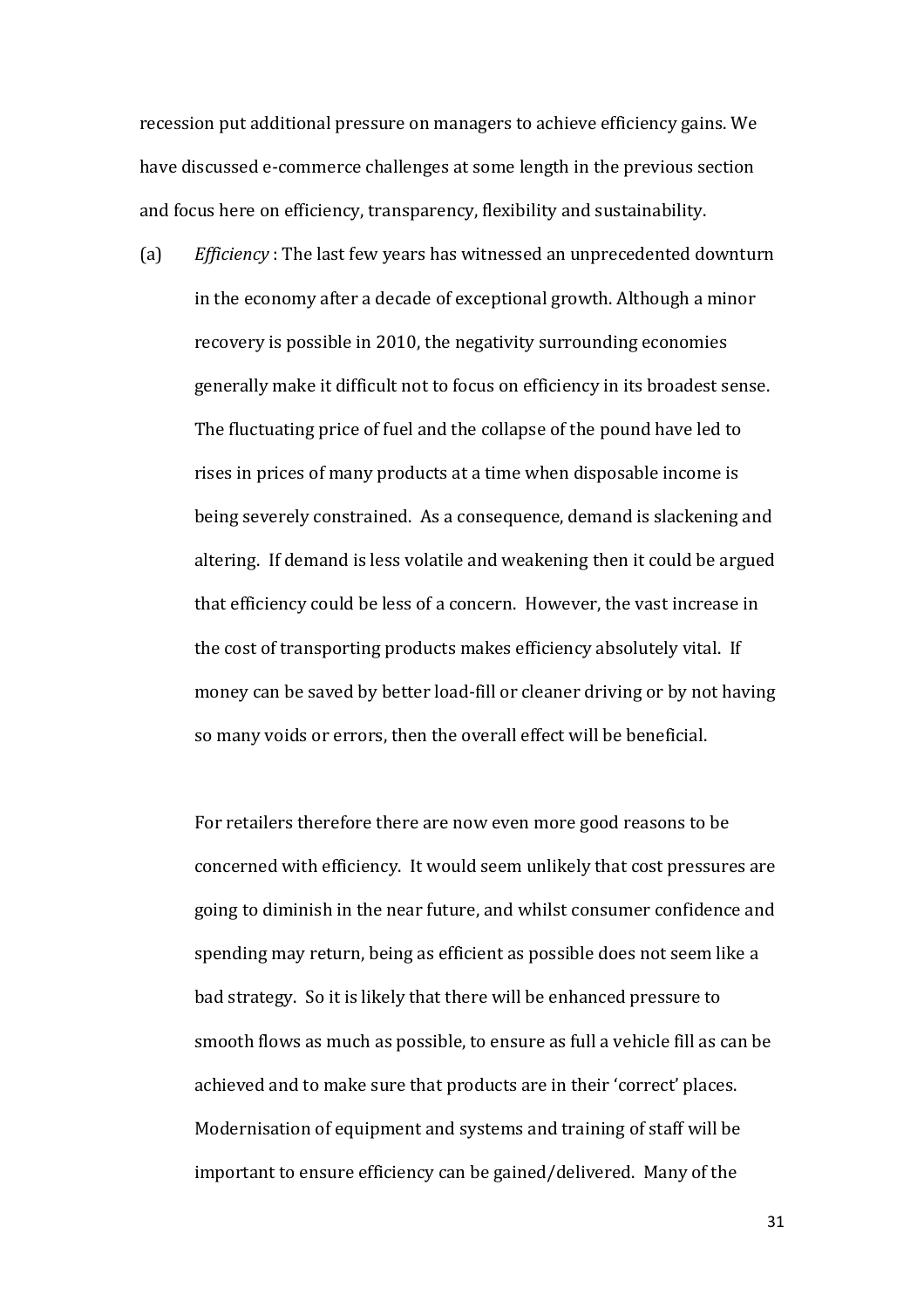recession put additional pressure on managers to achieve efficiency gains. We have discussed e-commerce challenges at some length in the previous section and focus here on efficiency, transparency, flexibility and sustainability.

(a) *Efficiency* : The last few years has witnessed an unprecedented downturn in the economy after a decade of exceptional growth. Although a minor recovery is possible in 2010, the negativity surrounding economies generally make it difficult not to focus on efficiency in its broadest sense. The fluctuating price of fuel and the collapse of the pound have led to rises in prices of many products at a time when disposable income is being severely constrained. As a consequence, demand is slackening and altering. If demand is less volatile and weakening then it could be argued that efficiency could be less of a concern. However, the vast increase in the cost of transporting products makes efficiency absolutely vital. If money can be saved by better load-fill or cleaner driving or by not having so many voids or errors, then the overall effect will be beneficial.

For retailers therefore there are now even more good reasons to be concerned with efficiency. It would seem unlikely that cost pressures are going to diminish in the near future, and whilst consumer confidence and spending may return, being as efficient as possible does not seem like a bad strategy. So it is likely that there will be enhanced pressure to smooth flows as much as possible, to ensure as full a vehicle fill as can be achieved and to make sure that products are in their 'correct' places. Modernisation of equipment and systems and training of staff will be important to ensure efficiency can be gained/delivered. Many of the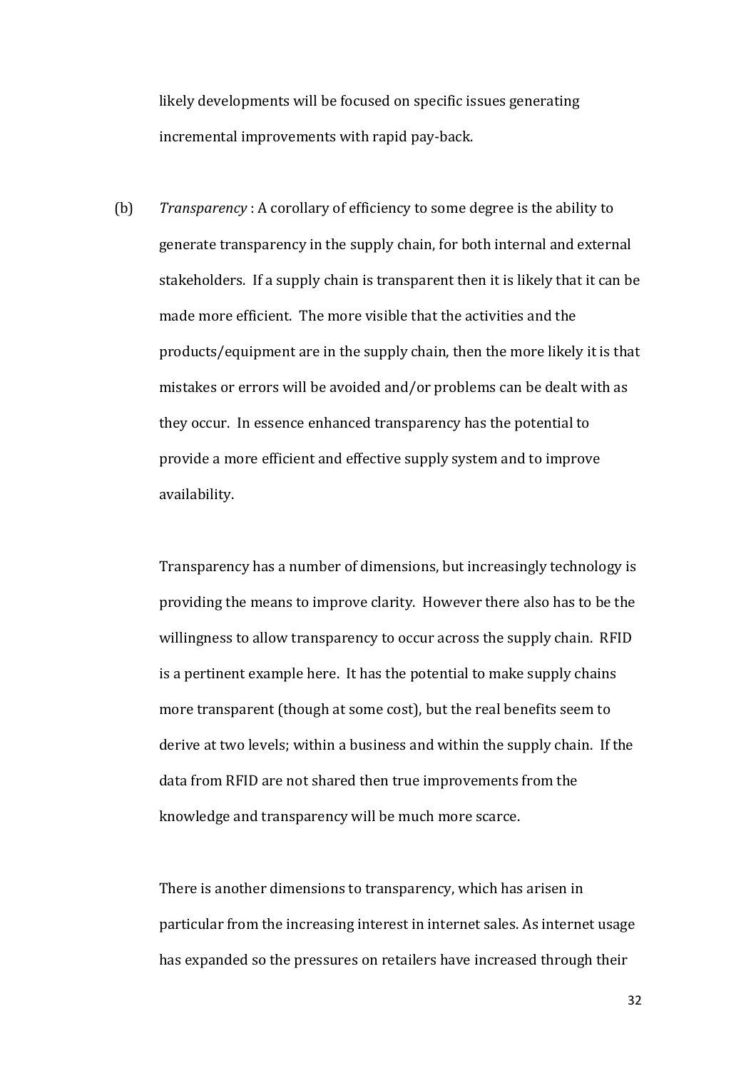likely developments will be focused on specific issues generating incremental improvements with rapid pay-back.

(b) *Transparency* : A corollary of efficiency to some degree is the ability to generate transparency in the supply chain, for both internal and external stakeholders. If a supply chain is transparent then it is likely that it can be made more efficient. The more visible that the activities and the products/equipment are in the supply chain, then the more likely it is that mistakes or errors will be avoided and/or problems can be dealt with as they occur. In essence enhanced transparency has the potential to provide a more efficient and effective supply system and to improve availability.

Transparency has a number of dimensions, but increasingly technology is providing the means to improve clarity. However there also has to be the willingness to allow transparency to occur across the supply chain. RFID is a pertinent example here. It has the potential to make supply chains more transparent (though at some cost), but the real benefits seem to derive at two levels; within a business and within the supply chain. If the data from RFID are not shared then true improvements from the knowledge and transparency will be much more scarce.

There is another dimensions to transparency, which has arisen in particular from the increasing interest in internet sales. As internet usage has expanded so the pressures on retailers have increased through their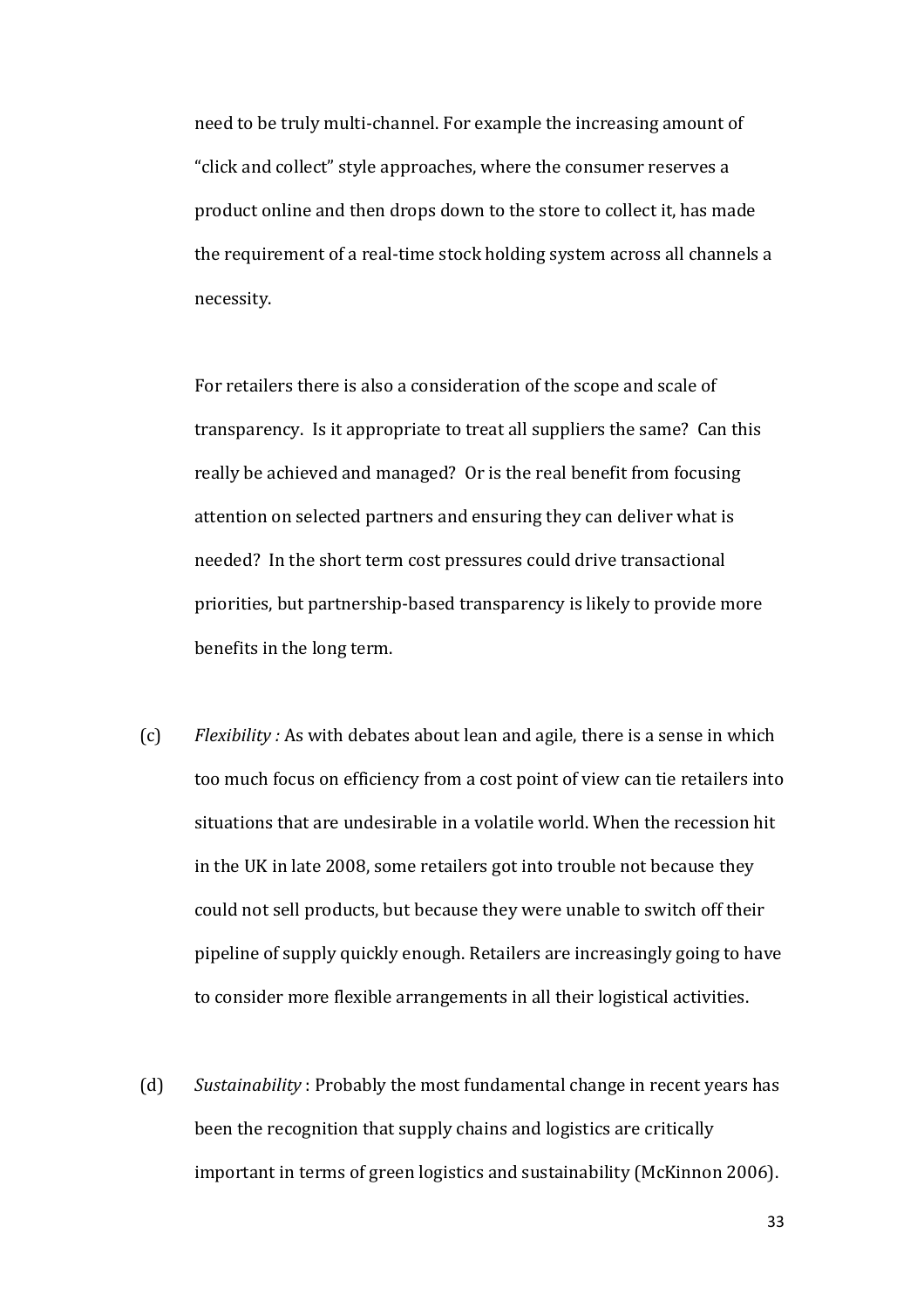need to be truly multi-channel. For example the increasing amount of "click and collect" style approaches, where the consumer reserves a product online and then drops down to the store to collect it, has made the requirement of a real-time stock holding system across all channels a necessity.

For retailers there is also a consideration of the scope and scale of transparency. Is it appropriate to treat all suppliers the same? Can this really be achieved and managed? Or is the real benefit from focusing attention on selected partners and ensuring they can deliver what is needed? In the short term cost pressures could drive transactional priorities, but partnership-based transparency is likely to provide more benefits in the long term.

(c) *Flexibility :* As with debates about lean and agile, there is a sense in which too much focus on efficiency from a cost point of view can tie retailers into situations that are undesirable in a volatile world. When the recession hit in the UK in late 2008, some retailers got into trouble not because they could not sell products, but because they were unable to switch off their pipeline of supply quickly enough. Retailers are increasingly going to have to consider more flexible arrangements in all their logistical activities.

(d) *Sustainability* : Probably the most fundamental change in recent years has been the recognition that supply chains and logistics are critically important in terms of green logistics and sustainability (McKinnon 2006).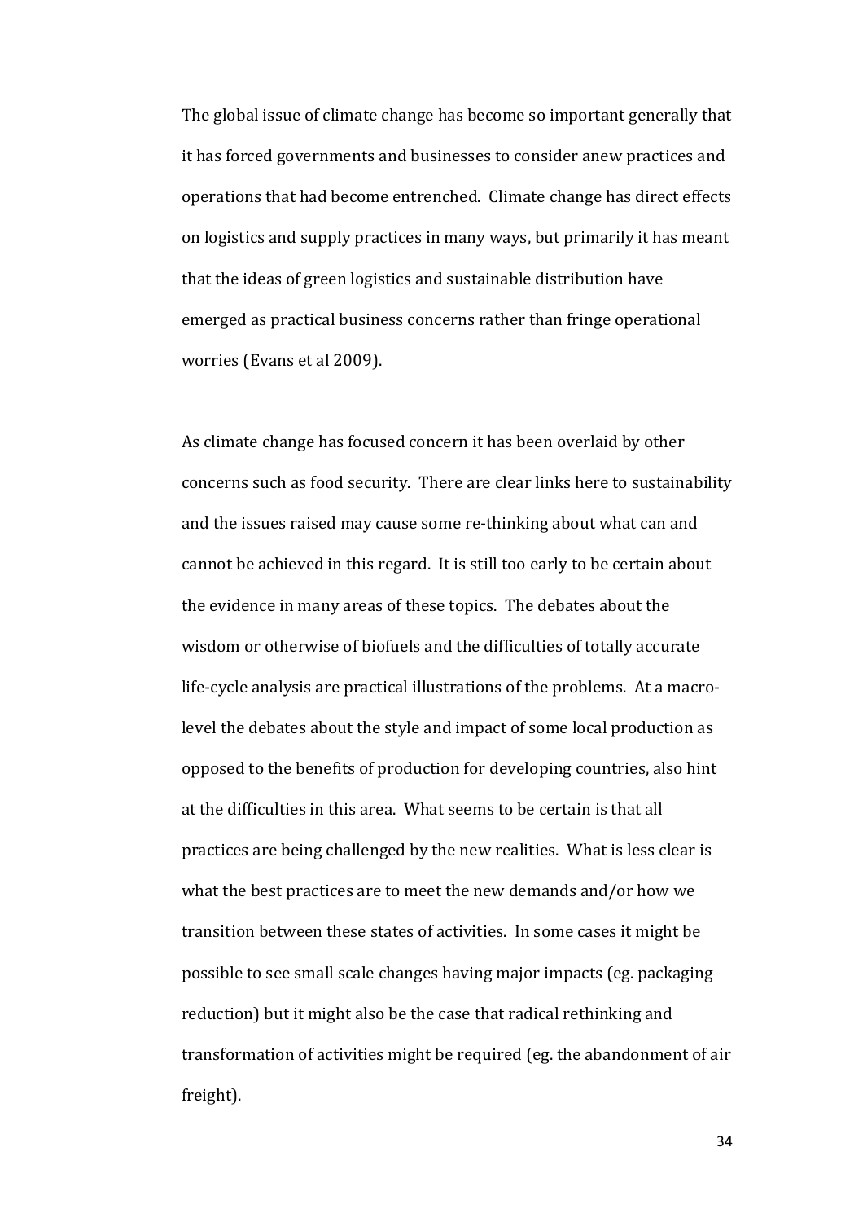The global issue of climate change has become so important generally that it has forced governments and businesses to consider anew practices and operations that had become entrenched. Climate change has direct effects on logistics and supply practices in many ways, but primarily it has meant that the ideas of green logistics and sustainable distribution have emerged as practical business concerns rather than fringe operational worries (Evans et al 2009).

As climate change has focused concern it has been overlaid by other concerns such as food security. There are clear links here to sustainability and the issues raised may cause some re-thinking about what can and cannot be achieved in this regard. It is still too early to be certain about the evidence in many areas of these topics. The debates about the wisdom or otherwise of biofuels and the difficulties of totally accurate life-cycle analysis are practical illustrations of the problems. At a macro-level the debates about the style and impact of some local production as opposed to the benefits of production for developing countries, also hint at the difficulties in this area. What seems to be certain is that all practices are being challenged by the new realities. What is less clear is what the best practices are to meet the new demands and/or how we transition between these states of activities. In some cases it might be possible to see small scale changes having major impacts (eg. packaging reduction) but it might also be the case that radical rethinking and transformation of activities might be required (eg. the abandonment of air freight).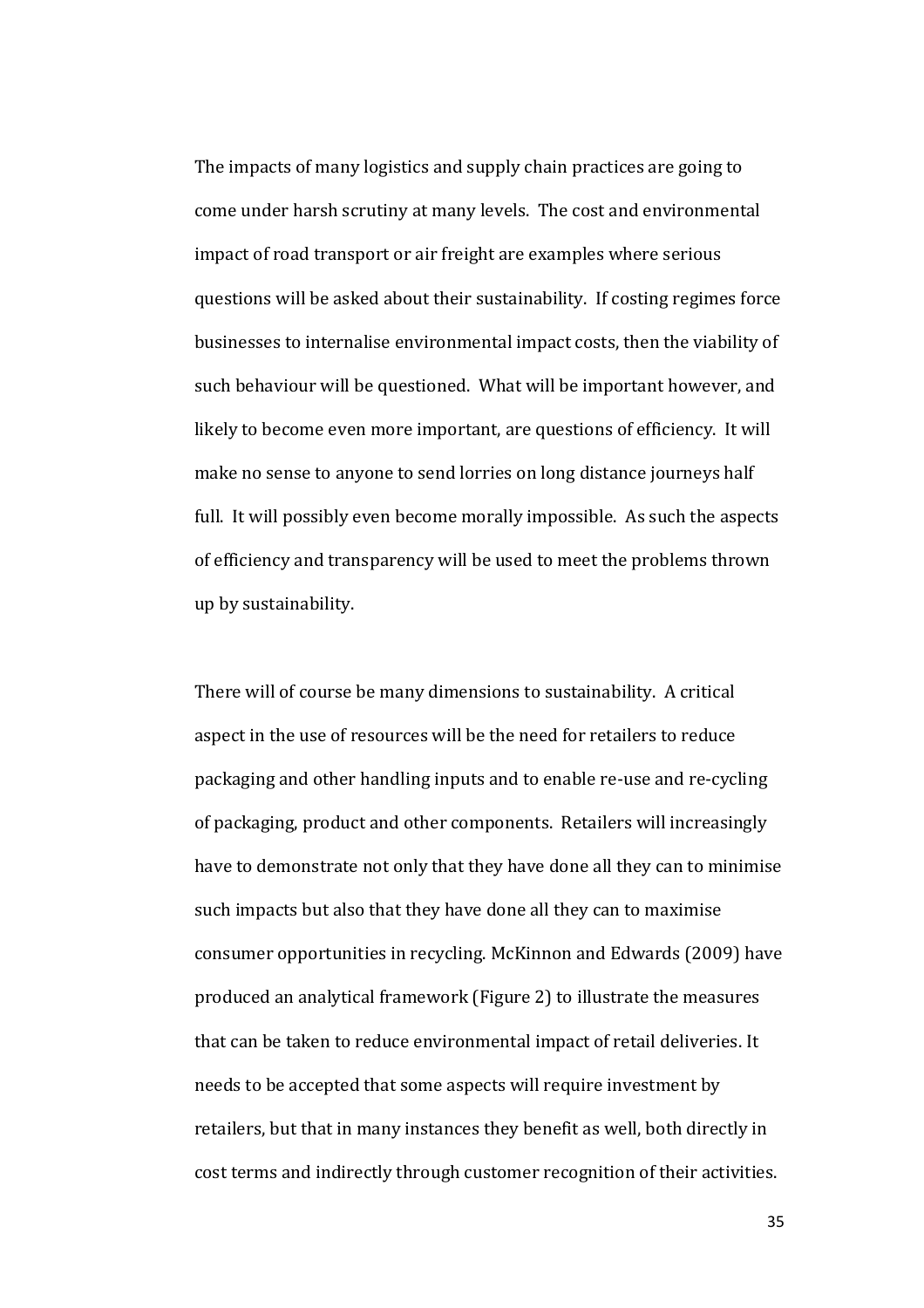The impacts of many logistics and supply chain practices are going to come under harsh scrutiny at many levels. The cost and environmental impact of road transport or air freight are examples where serious questions will be asked about their sustainability. If costing regimes force businesses to internalise environmental impact costs, then the viability of such behaviour will be questioned. What will be important however, and likely to become even more important, are questions of efficiency. It will make no sense to anyone to send lorries on long distance journeys half full. It will possibly even become morally impossible. As such the aspects of efficiency and transparency will be used to meet the problems thrown up by sustainability.

There will of course be many dimensions to sustainability. A critical aspect in the use of resources will be the need for retailers to reduce packaging and other handling inputs and to enable re-use and re-cycling of packaging, product and other components. Retailers will increasingly have to demonstrate not only that they have done all they can to minimise such impacts but also that they have done all they can to maximise consumer opportunities in recycling. McKinnon and Edwards (2009) have produced an analytical framework (Figure 2) to illustrate the measures that can be taken to reduce environmental impact of retail deliveries. It needs to be accepted that some aspects will require investment by retailers, but that in many instances they benefit as well, both directly in cost terms and indirectly through customer recognition of their activities.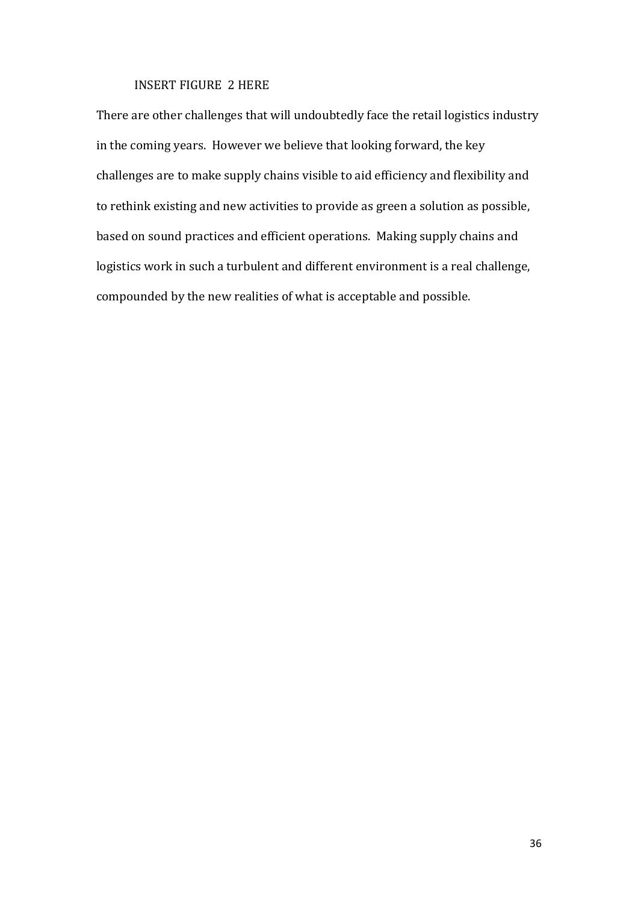INSERT FIGURE 2 HERE

There are other challenges that will undoubtedly face the retail logistics industry in the coming years. However we believe that looking forward, the key challenges are to make supply chains visible to aid efficiency and flexibility and to rethink existing and new activities to provide as green a solution as possible, based on sound practices and efficient operations. Making supply chains and logistics work in such a turbulent and different environment is a real challenge, compounded by the new realities of what is acceptable and possible.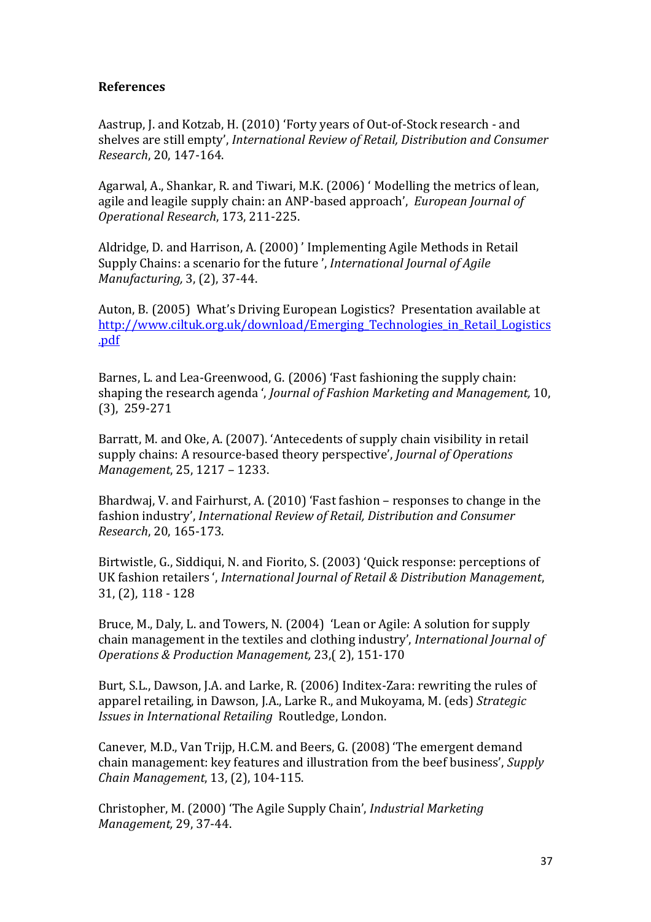**References**

Aastrup, J. and Kotzab, H. (2010) 'Forty years of Out-of-Stock research - and shelves are still empty', *International Review of Retail, Distribution and Consumer Research*, 20, 147-164.

Agarwal, A., Shankar, R. and Tiwari, M.K. (2006) ' Modelling the metrics of lean, agile and leagile supply chain: an ANP-based approach', *European Journal of Operational Research*, 173, 211-225.

Aldridge, D. and Harrison, A. (2000) ' Implementing Agile Methods in Retail Supply Chains: a scenario for the future ', *International Journal of Agile Manufacturing,* 3, (2), 37-44.

Auton, B. (2005) What's Driving European Logistics? Presentation available at [http://www.ciltuk.org.uk/download/Emerging_Technologies_in_Retail_Logistics.pdf](http://www.ciltuk.org.uk/download/Emerging_Technologies_in_Retail_Logistics.pdf)

Barnes, L. and Lea-Greenwood, G. (2006) 'Fast fashioning the supply chain: shaping the research agenda ', *Journal of Fashion Marketing and Management,* 10, (3), 259-271

Barratt, M. and Oke, A. (2007). 'Antecedents of supply chain visibility in retail supply chains: A resource-based theory perspective', *Journal of Operations Management*, 25, 1217 – 1233.

Bhardwaj, V. and Fairhurst, A. (2010) 'Fast fashion – responses to change in the fashion industry', *International Review of Retail, Distribution and Consumer Research*, 20, 165-173.

Birtwistle, G., Siddiqui, N. and Fiorito, S. (2003) 'Quick response: perceptions of UK fashion retailers ', *International Journal of Retail & Distribution Management*, 31, (2), 118 - 128

Bruce, M., Daly, L. and Towers, N. (2004) 'Lean or Agile: A solution for supply chain management in the textiles and clothing industry', *International Journal of Operations & Production Management,* 23,( 2), 151-170

Burt, S.L., Dawson, J.A. and Larke, R. (2006) Inditex-Zara: rewriting the rules of apparel retailing, in Dawson, J.A., Larke R., and Mukoyama, M. (eds) *Strategic Issues in International Retailing* Routledge, London.

Canever, M.D., Van Trijp, H.C.M. and Beers, G. (2008) 'The emergent demand chain management: key features and illustration from the beef business', *Supply Chain Management*, 13, (2), 104-115.

Christopher, M. (2000) 'The Agile Supply Chain', *Industrial Marketing Management,* 29, 37-44.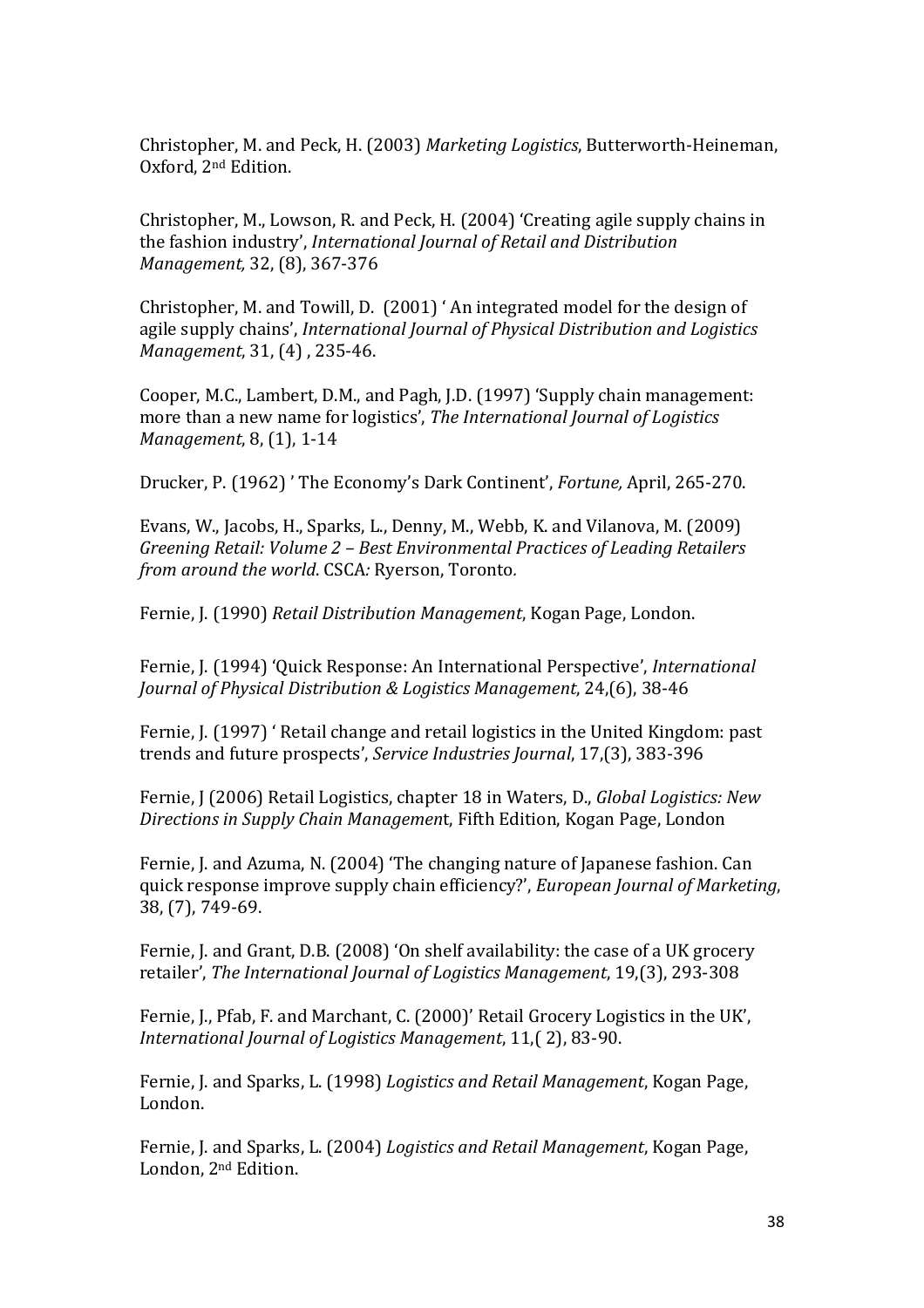Christopher, M. and Peck, H. (2003) *Marketing Logistics*, Butterworth-Heineman, Oxford, 2nd Edition.

Christopher, M., Lowson, R. and Peck, H. (2004) 'Creating agile supply chains in the fashion industry', *International Journal of Retail and Distribution Management,* 32, (8), 367-376

Christopher, M. and Towill, D. (2001) ' An integrated model for the design of agile supply chains', *International Journal of Physical Distribution and Logistics Management*, 31, (4) , 235-46.

Cooper, M.C., Lambert, D.M., and Pagh, J.D. (1997) 'Supply chain management: more than a new name for logistics', *The International Journal of Logistics Management*, 8, (1), 1-14

Drucker, P. (1962) ' The Economy's Dark Continent', *Fortune,* April, 265-270.

Evans, W., Jacobs, H., Sparks, L., Denny, M., Webb, K. and Vilanova, M. (2009) *Greening Retail: Volume 2 – Best Environmental Practices of Leading Retailers from around the world*. CSCA*:* Ryerson, Toronto*.*

Fernie, J. (1990) *Retail Distribution Management*, Kogan Page, London.

Fernie, J. (1994) 'Quick Response: An International Perspective', *International Journal of Physical Distribution & Logistics Management*, 24,(6), 38-46

Fernie, J. (1997) ' Retail change and retail logistics in the United Kingdom: past trends and future prospects', *Service Industries Journal*, 17,(3), 383-396

Fernie, J (2006) Retail Logistics, chapter 18 in Waters, D., *Global Logistics: New Directions in Supply Chain Managemen*t, Fifth Edition, Kogan Page, London

Fernie, J. and Azuma, N. (2004) 'The changing nature of Japanese fashion. Can quick response improve supply chain efficiency?', *European Journal of Marketing*, 38, (7), 749-69.

Fernie, J. and Grant, D.B. (2008) 'On shelf availability: the case of a UK grocery retailer', *The International Journal of Logistics Management*, 19,(3), 293-308

Fernie, J., Pfab, F. and Marchant, C. (2000)' Retail Grocery Logistics in the UK', *International Journal of Logistics Management*, 11,( 2), 83-90.

Fernie, J. and Sparks, L. (1998) *Logistics and Retail Management*, Kogan Page, London.

Fernie, J. and Sparks, L. (2004) *Logistics and Retail Management*, Kogan Page, London, 2nd Edition.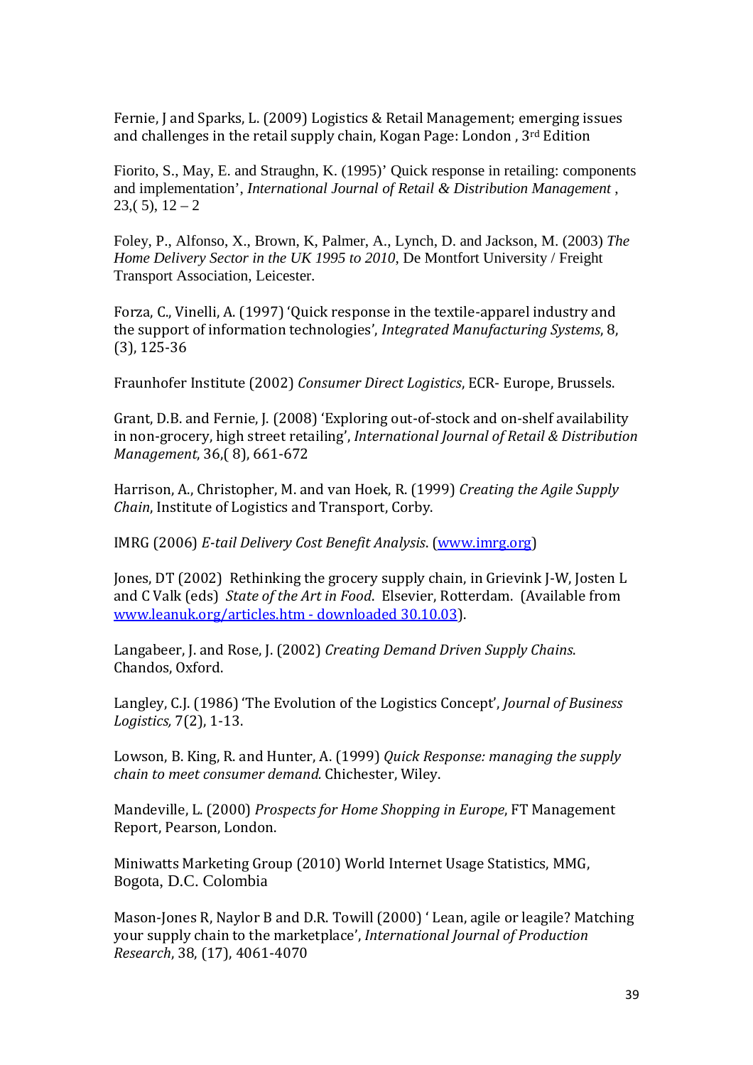Fernie, J and Sparks, L. (2009) Logistics & Retail Management; emerging issues and challenges in the retail supply chain, Kogan Page: London , 3rd Edition

Fiorito, S., May, E. and Straughn, K. (1995)' Quick response in retailing: components and implementation', *International Journal of Retail & Distribution Management* , 23,( 5), 12 – 2

Foley, P., Alfonso, X., Brown, K, Palmer, A., Lynch, D. and Jackson, M. (2003) *The Home Delivery Sector in the UK 1995 to 2010*, De Montfort University / Freight Transport Association, Leicester.

Forza, C., Vinelli, A. (1997) 'Quick response in the textile-apparel industry and the support of information technologies', *Integrated Manufacturing Systems*, 8, (3), 125-36

Fraunhofer Institute (2002) *Consumer Direct Logistics*, ECR- Europe, Brussels.

Grant, D.B. and Fernie, J. (2008) 'Exploring out-of-stock and on-shelf availability in non-grocery, high street retailing', *International Journal of Retail & Distribution Management*, 36,( 8), 661-672

Harrison, A., Christopher, M. and van Hoek, R. (1999) *Creating the Agile Supply Chain*, Institute of Logistics and Transport, Corby.

IMRG (2006) *E-tail Delivery Cost Benefit Analysis*. (www.imrg.org)

Jones, DT (2002) Rethinking the grocery supply chain, in Grievink J-W, Josten L and C Valk (eds) *State of the Art in Food*. Elsevier, Rotterdam. (Available from www.leanuk.org/articles.htm - downloaded 30.10.03).

Langabeer, J. and Rose, J. (2002) *Creating Demand Driven Supply Chains*. Chandos, Oxford.

Langley, C.J. (1986) 'The Evolution of the Logistics Concept', *Journal of Business Logistics,* 7(2), 1-13.

Lowson, B. King, R. and Hunter, A. (1999) *Quick Response: managing the supply chain to meet consumer demand.* Chichester, Wiley.

Mandeville, L. (2000) *Prospects for Home Shopping in Europe*, FT Management Report, Pearson, London.

Miniwatts Marketing Group (2010) World Internet Usage Statistics, MMG, Bogota, D.C. Colombia

Mason-Jones R, Naylor B and D.R. Towill (2000) ' Lean, agile or leagile? Matching your supply chain to the marketplace', *International Journal of Production Research*, 38, (17), 4061-4070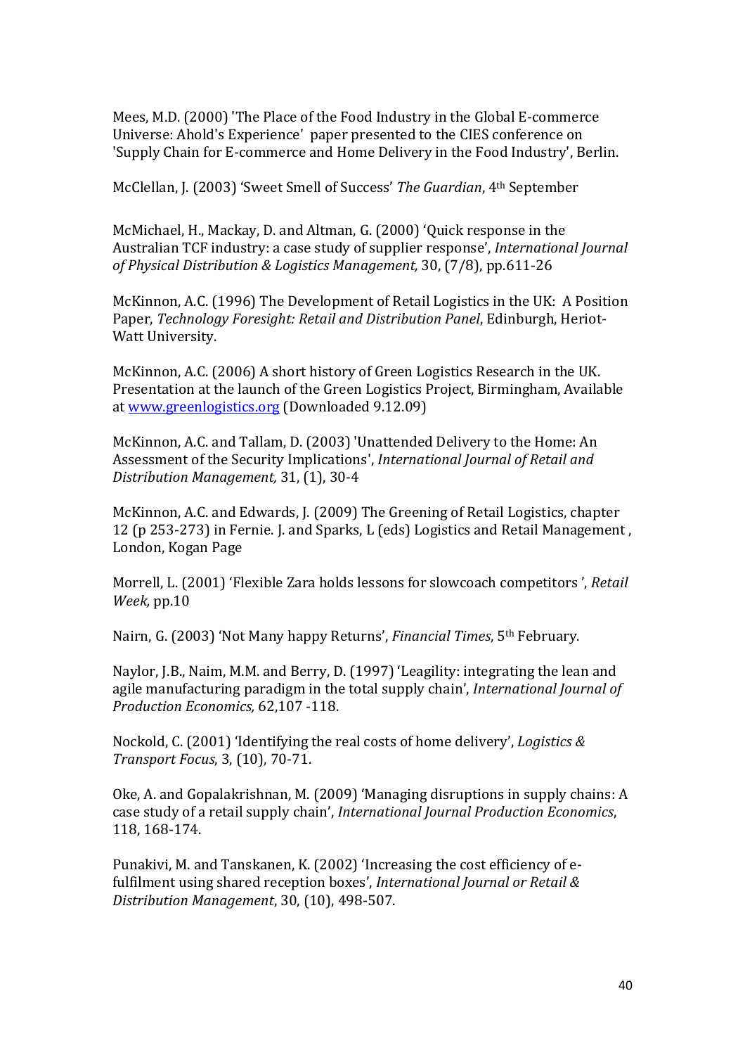Mees, M.D. (2000) 'The Place of the Food Industry in the Global E-commerce Universe: Ahold's Experience' paper presented to the CIES conference on 'Supply Chain for E-commerce and Home Delivery in the Food Industry', Berlin.

McClellan, J. (2003) 'Sweet Smell of Success' *The Guardian*, 4th September

McMichael, H., Mackay, D. and Altman, G. (2000) 'Quick response in the Australian TCF industry: a case study of supplier response', *International Journal of Physical Distribution & Logistics Management,* 30, (7/8), pp.611-26

McKinnon, A.C. (1996) The Development of Retail Logistics in the UK: A Position Paper, *Technology Foresight: Retail and Distribution Panel*, Edinburgh, Heriot-Watt University.

McKinnon, A.C. (2006) A short history of Green Logistics Research in the UK. Presentation at the launch of the Green Logistics Project, Birmingham, Available at www.greenlogistics.org (Downloaded 9.12.09)

McKinnon, A.C. and Tallam, D. (2003) 'Unattended Delivery to the Home: An Assessment of the Security Implications', *International Journal of Retail and Distribution Management,* 31, (1), 30-4

McKinnon, A.C. and Edwards, J. (2009) The Greening of Retail Logistics, chapter 12 (p 253-273) in Fernie. J. and Sparks, L (eds) Logistics and Retail Management , London, Kogan Page

Morrell, L. (2001) 'Flexible Zara holds lessons for slowcoach competitors ', *Retail Week,* pp.10

Nairn, G. (2003) 'Not Many happy Returns', *Financial Times*, 5th February.

Naylor, J.B., Naim, M.M. and Berry, D. (1997) 'Leagility: integrating the lean and agile manufacturing paradigm in the total supply chain', *International Journal of Production Economics,* 62,107 -118.

Nockold, C. (2001) 'Identifying the real costs of home delivery', *Logistics & Transport Focus*, 3, (10), 70-71.

Oke, A. and Gopalakrishnan, M. (2009) 'Managing disruptions in supply chains: A case study of a retail supply chain', *International Journal Production Economics*, 118, 168-174.

Punakivi, M. and Tanskanen, K. (2002) 'Increasing the cost efficiency of e-fulfilment using shared reception boxes', *International Journal or Retail & Distribution Management*, 30, (10), 498-507.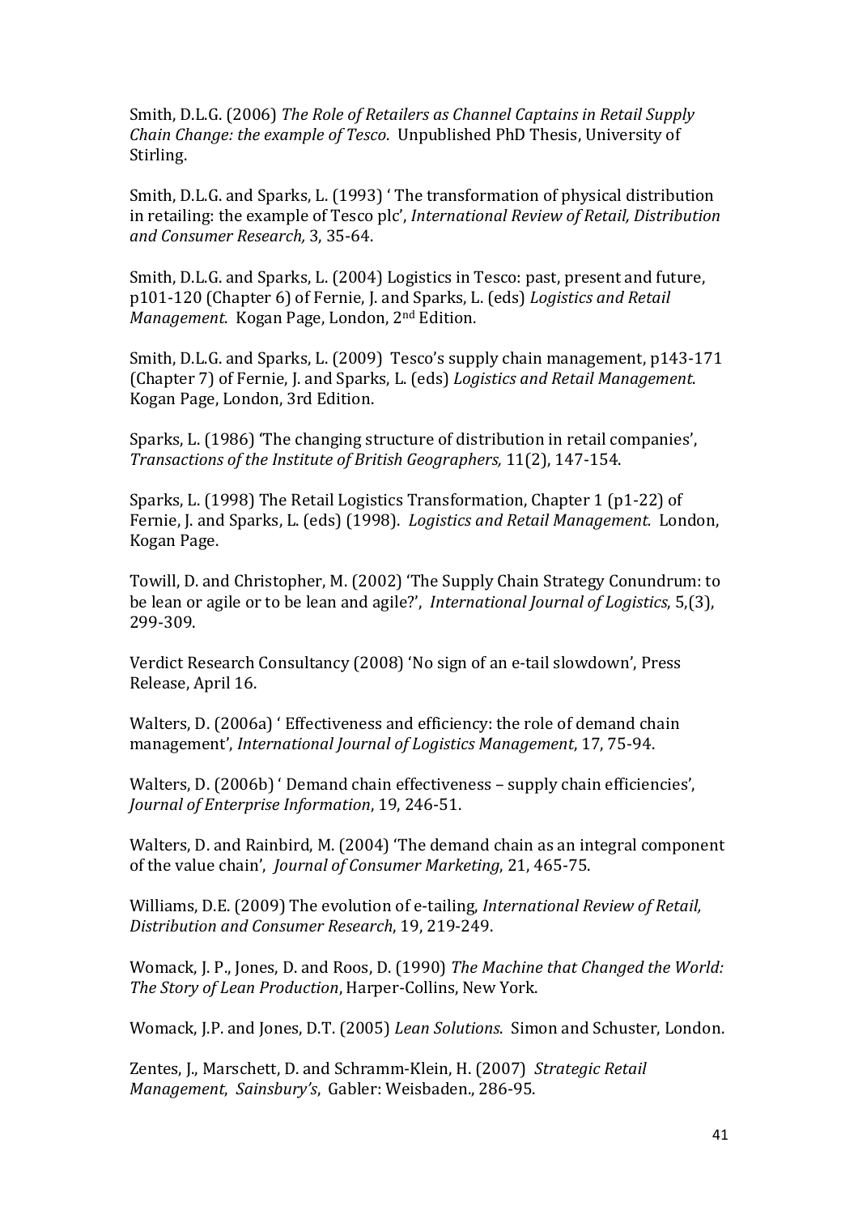Smith, D.L.G. (2006) *The Role of Retailers as Channel Captains in Retail Supply Chain Change: the example of Tesco*. Unpublished PhD Thesis, University of Stirling.

Smith, D.L.G. and Sparks, L. (1993) ' The transformation of physical distribution in retailing: the example of Tesco plc', *International Review of Retail, Distribution and Consumer Research,* 3, 35-64.

Smith, D.L.G. and Sparks, L. (2004) Logistics in Tesco: past, present and future, p101-120 (Chapter 6) of Fernie, J. and Sparks, L. (eds) *Logistics and Retail Management*. Kogan Page, London, 2nd Edition.

Smith, D.L.G. and Sparks, L. (2009) Tesco's supply chain management, p143-171 (Chapter 7) of Fernie, J. and Sparks, L. (eds) *Logistics and Retail Management*. Kogan Page, London, 3rd Edition.

Sparks, L. (1986) 'The changing structure of distribution in retail companies', *Transactions of the Institute of British Geographers,* 11(2), 147-154.

Sparks, L. (1998) The Retail Logistics Transformation, Chapter 1 (p1-22) of Fernie, J. and Sparks, L. (eds) (1998). *Logistics and Retail Management.* London, Kogan Page.

Towill, D. and Christopher, M. (2002) 'The Supply Chain Strategy Conundrum: to be lean or agile or to be lean and agile?', *International Journal of Logistics*, 5,(3), 299-309.

Verdict Research Consultancy (2008) 'No sign of an e-tail slowdown', Press Release, April 16.

Walters, D. (2006a) ' Effectiveness and efficiency: the role of demand chain management', *International Journal of Logistics Management*, 17, 75-94.

Walters, D. (2006b) ' Demand chain effectiveness – supply chain efficiencies', *Journal of Enterprise Information*, 19, 246-51.

Walters, D. and Rainbird, M. (2004) 'The demand chain as an integral component of the value chain', *Journal of Consumer Marketing*, 21, 465-75.

Williams, D.E. (2009) The evolution of e-tailing, *International Review of Retail, Distribution and Consumer Research*, 19, 219-249.

Womack, J. P., Jones, D. and Roos, D. (1990) *The Machine that Changed the World: The Story of Lean Production*, Harper-Collins, New York.

Womack, J.P. and Jones, D.T. (2005) *Lean Solutions*. Simon and Schuster, London.

Zentes, J., Marschett, D. and Schramm-Klein, H. (2007) *Strategic Retail Management*, *Sainsbury's*, Gabler: Weisbaden., 286-95.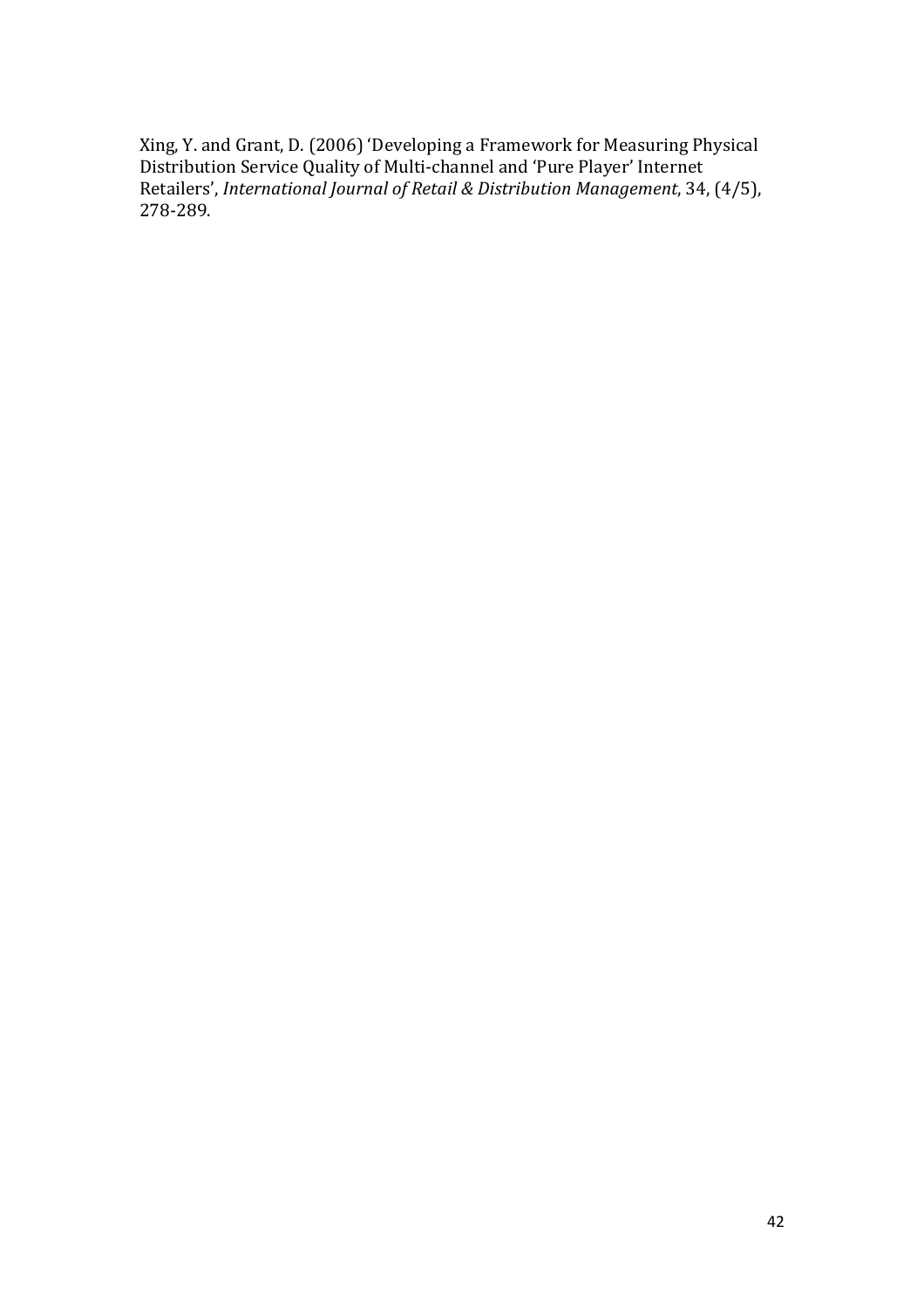Xing, Y. and Grant, D. (2006) 'Developing a Framework for Measuring Physical Distribution Service Quality of Multi-channel and 'Pure Player' Internet Retailers', *International Journal of Retail & Distribution Management*, 34, (4/5), 278-289.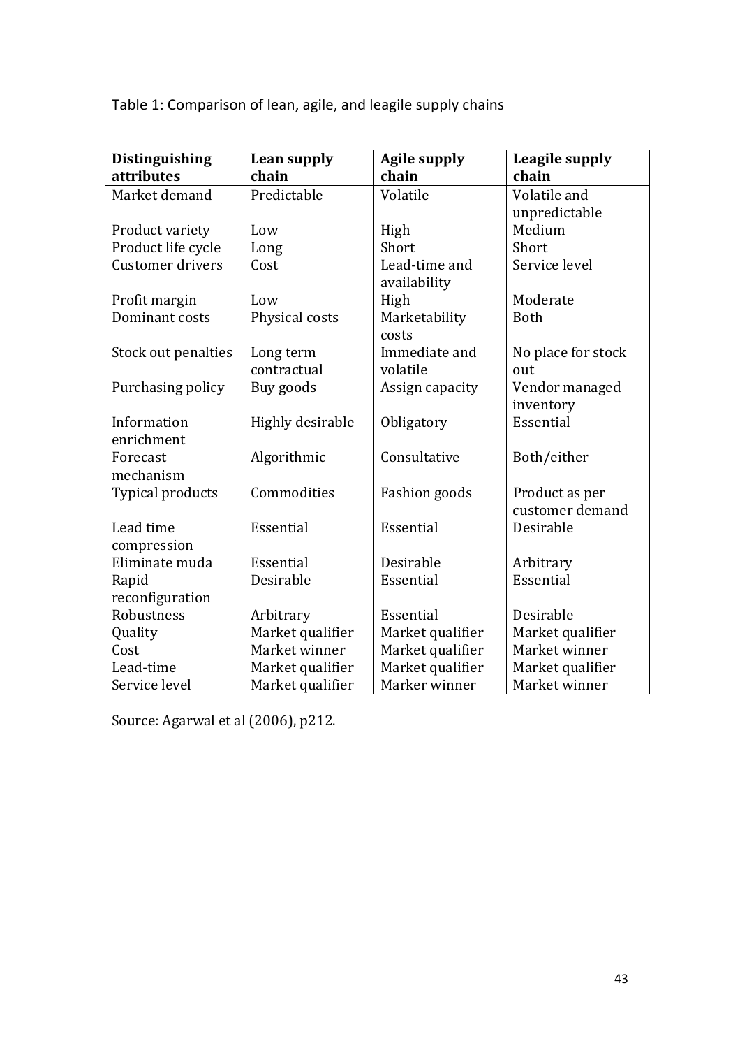Table 1: Comparison of lean, agile, and leagile supply chains

| **Distinguishing attributes** | **Lean supply chain** | **Agile supply chain** | **Leagile supply chain** |
| --- | --- | --- | --- |
| Market demand | Predictable | Volatile | Volatile and unpredictable |
| Product variety | Low | High | Medium |
| Product life cycle | Long | Short | Short |
| Customer drivers | Cost | Lead-time and availability | Service level |
| Profit margin | Low | High | Moderate |
| Dominant costs | Physical costs | Marketability costs | Both |
| Stock out penalties | Long term contractual | Immediate and volatile | No place for stock out |
| Purchasing policy | Buy goods | Assign capacity | Vendor managed inventory |
| Information enrichment | Highly desirable | Obligatory | Essential |
| Forecast mechanism | Algorithmic | Consultative | Both/either |
| Typical products | Commodities | Fashion goods | Product as per customer demand |
| Lead time compression | Essential | Essential | Desirable |
| Eliminate muda | Essential | Desirable | Arbitrary |
| Rapid reconfiguration | Desirable | Essential | Essential |
| Robustness | Arbitrary | Essential | Desirable |
| Quality | Market qualifier | Market qualifier | Market qualifier |
| Cost | Market winner | Market qualifier | Market winner |
| Lead-time | Market qualifier | Market qualifier | Market qualifier |
| Service level | Market qualifier | Marker winner | Market winner |

Source: Agarwal et al (2006), p212.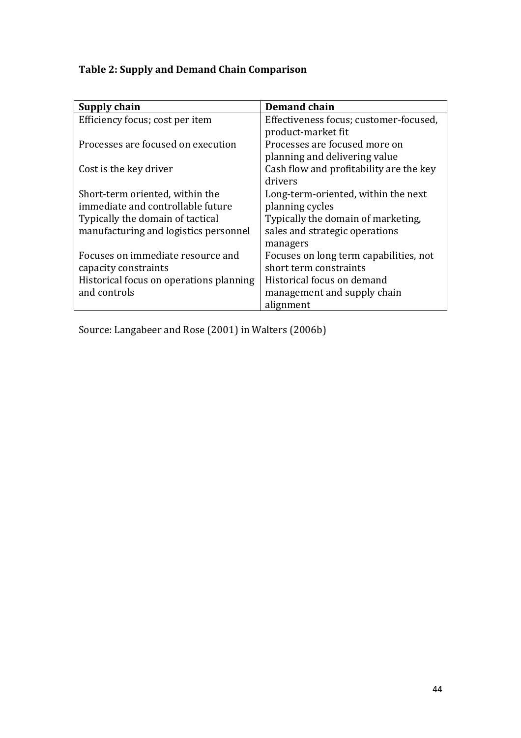**Table 2: Supply and Demand Chain Comparison**

| Supply chain | Demand chain |
|---|---|
| Efficiency focus; cost per item | Effectiveness focus; customer-focused, product-market fit |
| Processes are focused on execution | Processes are focused more on planning and delivering value |
| Cost is the key driver | Cash flow and profitability are the key drivers |
| Short-term oriented, within the immediate and controllable future | Long-term-oriented, within the next planning cycles |
| Typically the domain of tactical manufacturing and logistics personnel | Typically the domain of marketing, sales and strategic operations managers |
| Focuses on immediate resource and capacity constraints | Focuses on long term capabilities, not short term constraints |
| Historical focus on operations planning and controls | Historical focus on demand management and supply chain alignment |

Source: Langabeer and Rose (2001) in Walters (2006b)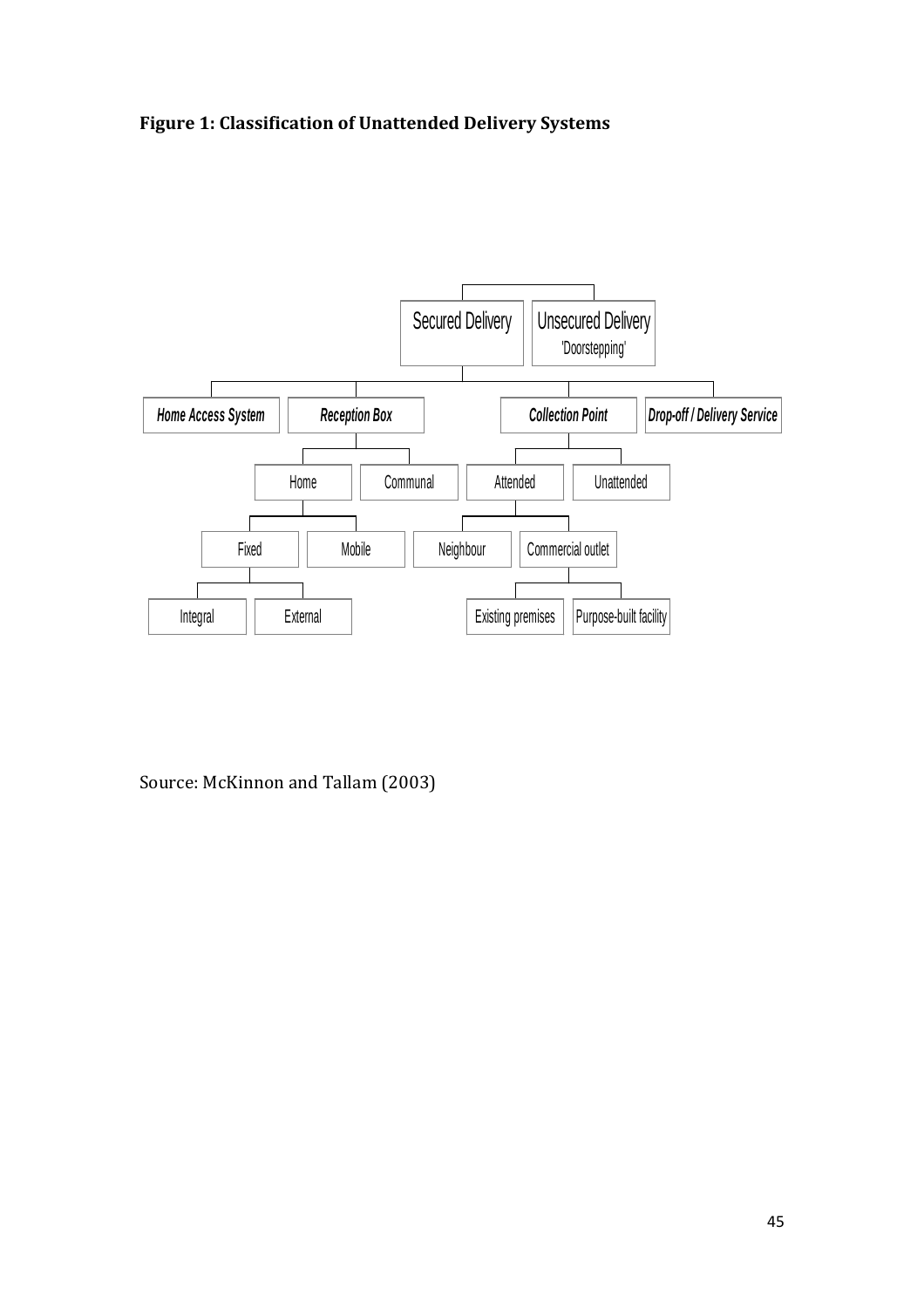**Figure 1: Classification of Unattended Delivery Systems**

- Secured Delivery
  - *Home Access System*
  - *Reception Box*
    - Home
      - Fixed
        - Integral
        - External
      - Mobile
    - Communal
  - *Collection Point*
    - Attended
      - Neighbour
      - Commercial outlet
        - Existing premises
        - Purpose-built facility
    - Unattended
  - *Drop-off / Delivery Service*
- Unsecured Delivery 'Doorstepping'

Source: McKinnon and Tallam (2003)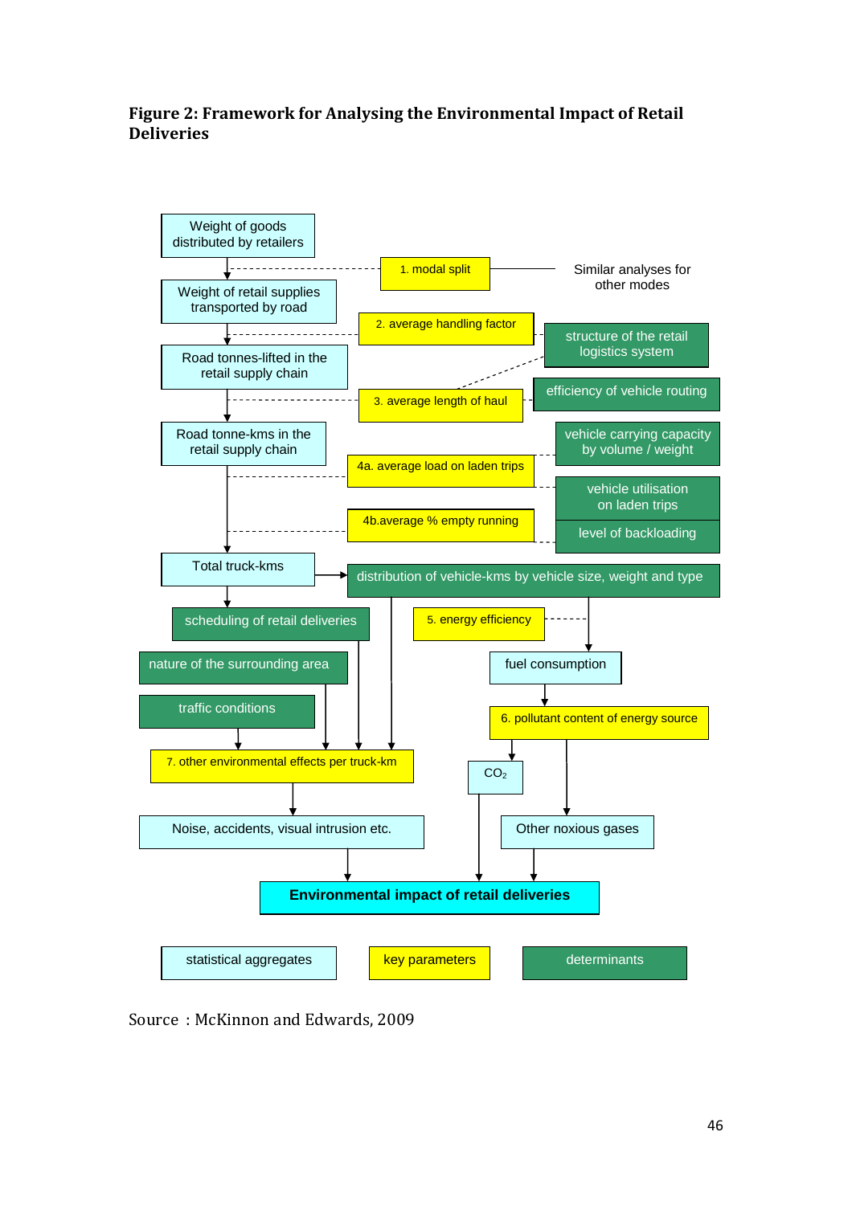**Figure 2: Framework for Analysing the Environmental Impact of Retail Deliveries**

Weight of goods distributed by retailers

1. modal split

Similar analyses for other modes

Weight of retail supplies transported by road

2. average handling factor

structure of the retail logistics system

Road tonnes-lifted in the retail supply chain

3. average length of haul

efficiency of vehicle routing

Road tonne-kms in the retail supply chain

vehicle carrying capacity by volume / weight

4a. average load on laden trips

vehicle utilisation on laden trips

4b.average % empty running

level of backloading

Total truck-kms

distribution of vehicle-kms by vehicle size, weight and type

scheduling of retail deliveries

5. energy efficiency

nature of the surrounding area

fuel consumption

traffic conditions

6. pollutant content of energy source

7. other environmental effects per truck-km

$CO_2$

Noise, accidents, visual intrusion etc.

Other noxious gases

**Environmental impact of retail deliveries**

statistical aggregates

key parameters

determinants

Source : McKinnon and Edwards, 2009